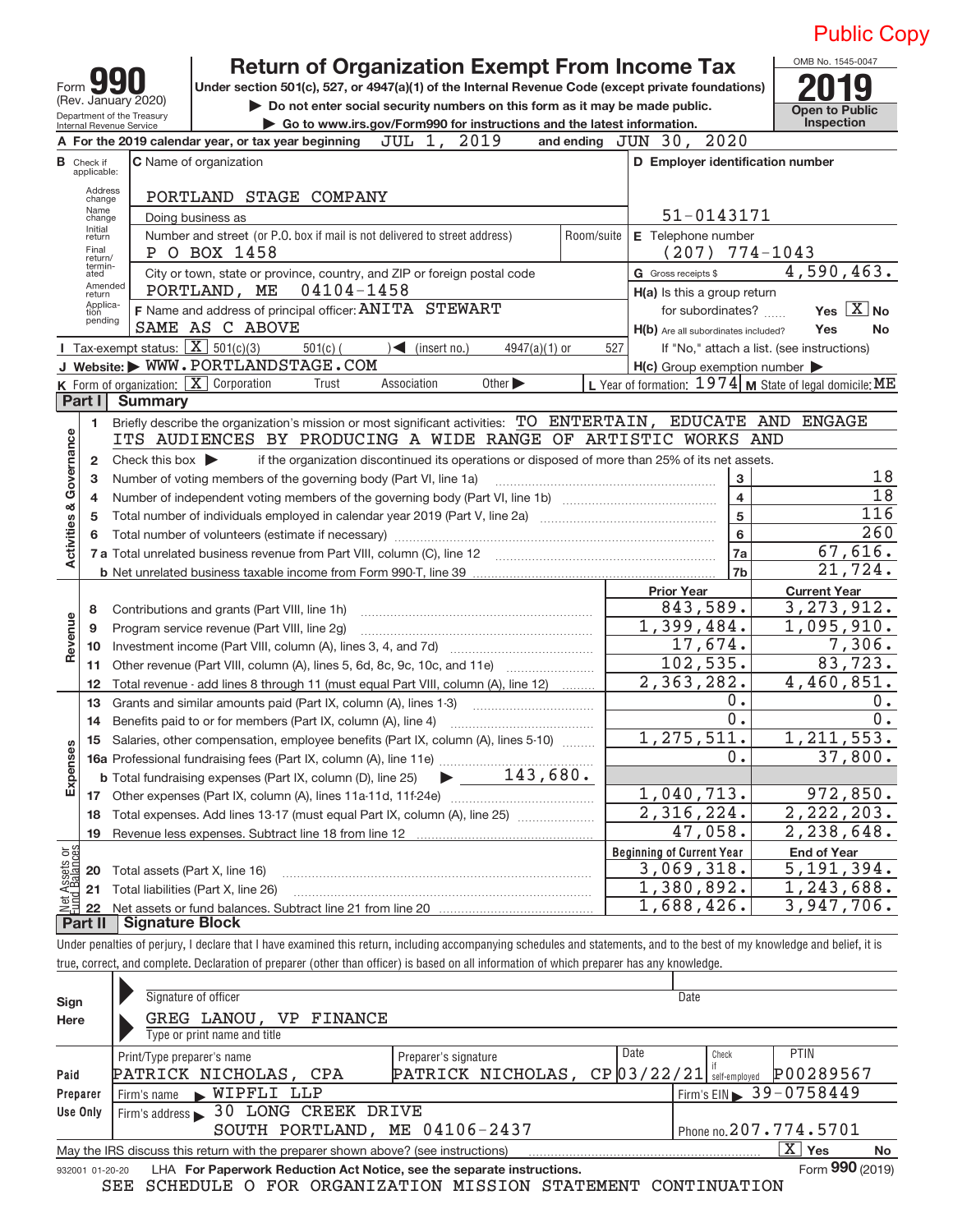Public Copy

# Form 990 — Return of Organization Exempt From Income Tax

Form **990** (Rev. January 2020)
Department of the Treasury
Internal Revenue Service

**Under section 501(c), 527, or 4947(a)(1) of the Internal Revenue Code (except private foundations)**

▶ Do not enter social security numbers on this form as it may be made public.
▶ Go to www.irs.gov/Form990 for instructions and the latest information.

OMB No. 1545-0047
**2019**
Open to Public Inspection

**A** For the 2019 calendar year, or tax year beginning JUL 1, 2019 and ending JUN 30, 2020

**B** Check if applicable: Address change, Name change, Initial return, Final return/terminated, Amended return, Application pending

**C** Name of organization: PORTLAND STAGE COMPANY
Doing business as
Number and street (or P.O. box if mail is not delivered to street address): P O BOX 1458 | Room/suite
City or town, state or province, country, and ZIP or foreign postal code: PORTLAND, ME 04104-1458

**D** Employer identification number: 51-0143171
**E** Telephone number: (207) 774-1043
**G** Gross receipts $ 4,590,463.

**F** Name and address of principal officer: ANITA STEWART
SAME AS C ABOVE

**H(a)** Is this a group return for subordinates? Yes [X] No
**H(b)** Are all subordinates included? Yes No
If "No," attach a list. (see instructions)
**H(c)** Group exemption number ▶

**I** Tax-exempt status: [X] 501(c)(3) 501(c) ( ) ◀ (insert no.) 4947(a)(1) or 527
**J** Website: ▶ WWW.PORTLANDSTAGE.COM
**K** Form of organization: [X] Corporation Trust Association Other ▶
**L** Year of formation: 1974 **M** State of legal domicile: ME

## Part I Summary

**Activities & Governance**

1. Briefly describe the organization's mission or most significant activities: TO ENTERTAIN, EDUCATE AND ENGAGE ITS AUDIENCES BY PRODUCING A WIDE RANGE OF ARTISTIC WORKS AND
2. Check this box ▶ if the organization discontinued its operations or disposed of more than 25% of its net assets.

| | | Line | |
|---|---|---|---|
| 3 | Number of voting members of the governing body (Part VI, line 1a) | 3 | 18 |
| 4 | Number of independent voting members of the governing body (Part VI, line 1b) | 4 | 18 |
| 5 | Total number of individuals employed in calendar year 2019 (Part V, line 2a) | 5 | 116 |
| 6 | Total number of volunteers (estimate if necessary) | 6 | 260 |
| 7a | Total unrelated business revenue from Part VIII, column (C), line 12 | 7a | 67,616. |
| b | Net unrelated business taxable income from Form 990-T, line 39 | 7b | 21,724. |

| | | Prior Year | Current Year |
|---|---|---|---|
| **Revenue** | | | |
| 8 | Contributions and grants (Part VIII, line 1h) | 843,589. | 3,273,912. |
| 9 | Program service revenue (Part VIII, line 2g) | 1,399,484. | 1,095,910. |
| 10 | Investment income (Part VIII, column (A), lines 3, 4, and 7d) | 17,674. | 7,306. |
| 11 | Other revenue (Part VIII, column (A), lines 5, 6d, 8c, 9c, 10c, and 11e) | 102,535. | 83,723. |
| 12 | Total revenue - add lines 8 through 11 (must equal Part VIII, column (A), line 12) | 2,363,282. | 4,460,851. |
| **Expenses** | | | |
| 13 | Grants and similar amounts paid (Part IX, column (A), lines 1-3) | 0. | 0. |
| 14 | Benefits paid to or for members (Part IX, column (A), line 4) | 0. | 0. |
| 15 | Salaries, other compensation, employee benefits (Part IX, column (A), lines 5-10) | 1,275,511. | 1,211,553. |
| 16a | Professional fundraising fees (Part IX, column (A), line 11e) | 0. | 37,800. |
| b | Total fundraising expenses (Part IX, column (D), line 25) ▶ 143,680. | | |
| 17 | Other expenses (Part IX, column (A), lines 11a-11d, 11f-24e) | 1,040,713. | 972,850. |
| 18 | Total expenses. Add lines 13-17 (must equal Part IX, column (A), line 25) | 2,316,224. | 2,222,203. |
| 19 | Revenue less expenses. Subtract line 18 from line 12 | 47,058. | 2,238,648. |

| **Net Assets or Fund Balances** | | Beginning of Current Year | End of Year |
|---|---|---|---|
| 20 | Total assets (Part X, line 16) | 3,069,318. | 5,191,394. |
| 21 | Total liabilities (Part X, line 26) | 1,380,892. | 1,243,688. |
| 22 | Net assets or fund balances. Subtract line 21 from line 20 | 1,688,426. | 3,947,706. |

## Part II Signature Block

Under penalties of perjury, I declare that I have examined this return, including accompanying schedules and statements, and to the best of my knowledge and belief, it is true, correct, and complete. Declaration of preparer (other than officer) is based on all information of which preparer has any knowledge.

**Sign Here**
Signature of officer | Date
GREG LANOU, VP FINANCE
Type or print name and title

**Paid Preparer Use Only**

| Print/Type preparer's name | Preparer's signature | Date | Check if self-employed | PTIN |
|---|---|---|---|---|
| PATRICK NICHOLAS, CPA | PATRICK NICHOLAS, CP | 03/22/21 | | P00289567 |

Firm's name ▶ WIPFLI LLP | Firm's EIN ▶ 39-0758449
Firm's address ▶ 30 LONG CREEK DRIVE, SOUTH PORTLAND, ME 04106-2437 | Phone no. 207.774.5701

May the IRS discuss this return with the preparer shown above? (see instructions) [X] Yes No

932001 01-20-20 LHA **For Paperwork Reduction Act Notice, see the separate instructions.** Form **990** (2019)

SEE SCHEDULE O FOR ORGANIZATION MISSION STATEMENT CONTINUATION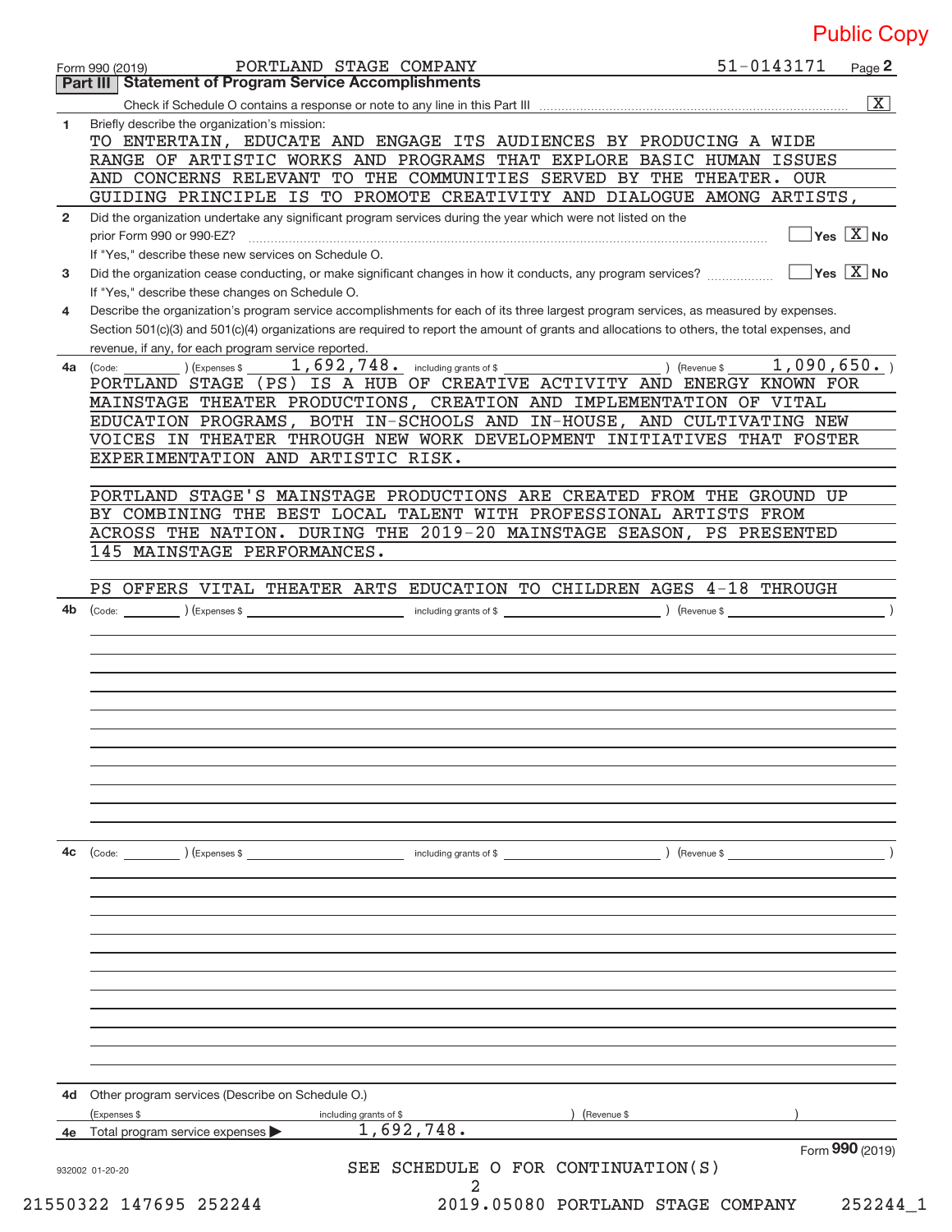Public Copy

Form 990 (2019) PORTLAND STAGE COMPANY 51-0143171 Page 2

## Part III Statement of Program Service Accomplishments

Check if Schedule O contains a response or note to any line in this Part III ........ [X]

**1** Briefly describe the organization's mission:

TO ENTERTAIN, EDUCATE AND ENGAGE ITS AUDIENCES BY PRODUCING A WIDE RANGE OF ARTISTIC WORKS AND PROGRAMS THAT EXPLORE BASIC HUMAN ISSUES AND CONCERNS RELEVANT TO THE COMMUNITIES SERVED BY THE THEATER. OUR GUIDING PRINCIPLE IS TO PROMOTE CREATIVITY AND DIALOGUE AMONG ARTISTS,

**2** Did the organization undertake any significant program services during the year which were not listed on the prior Form 990 or 990-EZ? ........ [ ] Yes [X] No

If "Yes," describe these new services on Schedule O.

**3** Did the organization cease conducting, or make significant changes in how it conducts, any program services? ........ [ ] Yes [X] No

If "Yes," describe these changes on Schedule O.

**4** Describe the organization's program service accomplishments for each of its three largest program services, as measured by expenses. Section 501(c)(3) and 501(c)(4) organizations are required to report the amount of grants and allocations to others, the total expenses, and revenue, if any, for each program service reported.

**4a** (Code: ) (Expenses $ 1,692,748. including grants of $ ) (Revenue $ 1,090,650. )

PORTLAND STAGE (PS) IS A HUB OF CREATIVE ACTIVITY AND ENERGY KNOWN FOR MAINSTAGE THEATER PRODUCTIONS, CREATION AND IMPLEMENTATION OF VITAL EDUCATION PROGRAMS, BOTH IN-SCHOOLS AND IN-HOUSE, AND CULTIVATING NEW VOICES IN THEATER THROUGH NEW WORK DEVELOPMENT INITIATIVES THAT FOSTER EXPERIMENTATION AND ARTISTIC RISK.

PORTLAND STAGE'S MAINSTAGE PRODUCTIONS ARE CREATED FROM THE GROUND UP BY COMBINING THE BEST LOCAL TALENT WITH PROFESSIONAL ARTISTS FROM ACROSS THE NATION. DURING THE 2019-20 MAINSTAGE SEASON, PS PRESENTED 145 MAINSTAGE PERFORMANCES.

PS OFFERS VITAL THEATER ARTS EDUCATION TO CHILDREN AGES 4-18 THROUGH

**4b** (Code: ) (Expenses $ including grants of $ ) (Revenue $ )

**4c** (Code: ) (Expenses $ including grants of $ ) (Revenue $ )

**4d** Other program services (Describe on Schedule O.)

(Expenses $ including grants of $ ) (Revenue $ )

**4e** Total program service expenses ▶ 1,692,748.

Form **990** (2019)

932002 01-20-20

SEE SCHEDULE O FOR CONTINUATION(S)

21550322 147695 252244 2019.05080 PORTLAND STAGE COMPANY 252244_1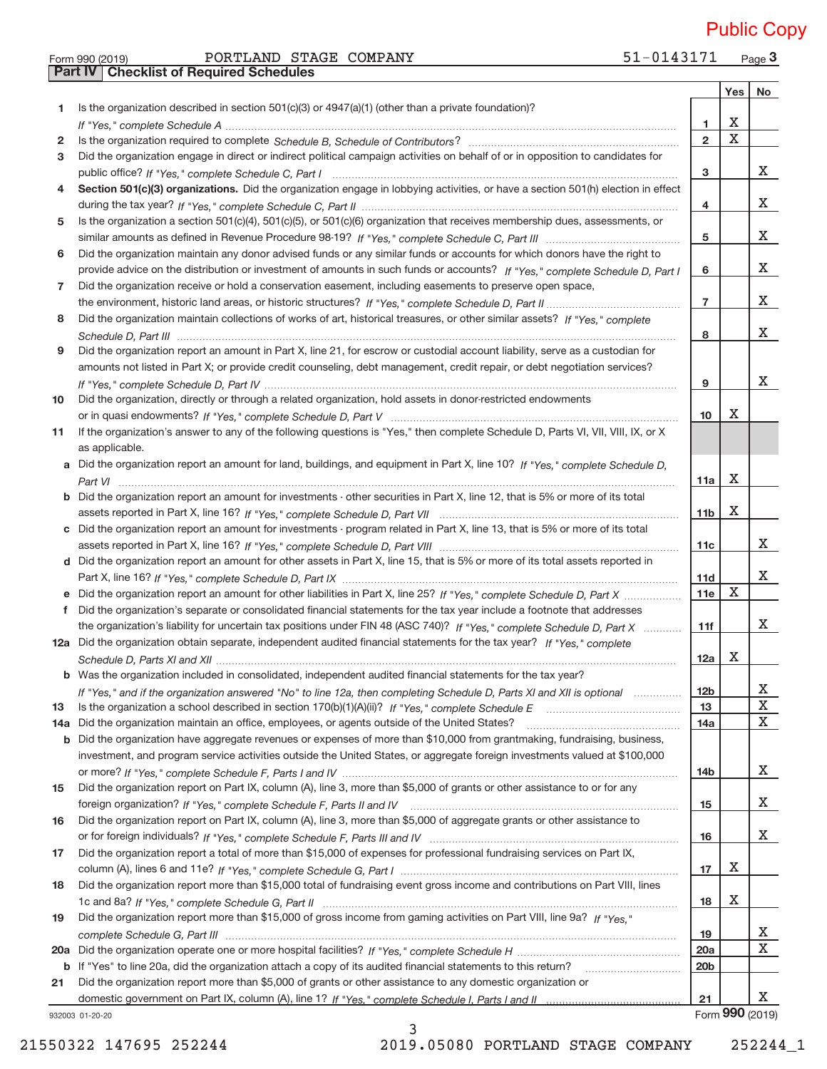Public Copy

Form 990 (2019) PORTLAND STAGE COMPANY 51-0143171

## Part IV Checklist of Required Schedules

| | | | Yes | No |
|---|---|---|---|---|
| 1 | Is the organization described in section 501(c)(3) or 4947(a)(1) (other than a private foundation)? *If "Yes," complete Schedule A* | 1 | X | |
| 2 | Is the organization required to complete *Schedule B, Schedule of Contributors*? | 2 | X | |
| 3 | Did the organization engage in direct or indirect political campaign activities on behalf of or in opposition to candidates for public office? *If "Yes," complete Schedule C, Part I* | 3 | | X |
| 4 | **Section 501(c)(3) organizations.** Did the organization engage in lobbying activities, or have a section 501(h) election in effect during the tax year? *If "Yes," complete Schedule C, Part II* | 4 | | X |
| 5 | Is the organization a section 501(c)(4), 501(c)(5), or 501(c)(6) organization that receives membership dues, assessments, or similar amounts as defined in Revenue Procedure 98-19? *If "Yes," complete Schedule C, Part III* | 5 | | X |
| 6 | Did the organization maintain any donor advised funds or any similar funds or accounts for which donors have the right to provide advice on the distribution or investment of amounts in such funds or accounts? *If "Yes," complete Schedule D, Part I* | 6 | | X |
| 7 | Did the organization receive or hold a conservation easement, including easements to preserve open space, the environment, historic land areas, or historic structures? *If "Yes," complete Schedule D, Part II* | 7 | | X |
| 8 | Did the organization maintain collections of works of art, historical treasures, or other similar assets? *If "Yes," complete Schedule D, Part III* | 8 | | X |
| 9 | Did the organization report an amount in Part X, line 21, for escrow or custodial account liability, serve as a custodian for amounts not listed in Part X; or provide credit counseling, debt management, credit repair, or debt negotiation services? *If "Yes," complete Schedule D, Part IV* | 9 | | X |
| 10 | Did the organization, directly or through a related organization, hold assets in donor-restricted endowments or in quasi endowments? *If "Yes," complete Schedule D, Part V* | 10 | X | |
| 11 | If the organization's answer to any of the following questions is "Yes," then complete Schedule D, Parts VI, VII, VIII, IX, or X as applicable. | | | |
| a | Did the organization report an amount for land, buildings, and equipment in Part X, line 10? *If "Yes," complete Schedule D, Part VI* | 11a | X | |
| b | Did the organization report an amount for investments - other securities in Part X, line 12, that is 5% or more of its total assets reported in Part X, line 16? *If "Yes," complete Schedule D, Part VII* | 11b | X | |
| c | Did the organization report an amount for investments - program related in Part X, line 13, that is 5% or more of its total assets reported in Part X, line 16? *If "Yes," complete Schedule D, Part VIII* | 11c | | X |
| d | Did the organization report an amount for other assets in Part X, line 15, that is 5% or more of its total assets reported in Part X, line 16? *If "Yes," complete Schedule D, Part IX* | 11d | | X |
| e | Did the organization report an amount for other liabilities in Part X, line 25? *If "Yes," complete Schedule D, Part X* | 11e | X | |
| f | Did the organization's separate or consolidated financial statements for the tax year include a footnote that addresses the organization's liability for uncertain tax positions under FIN 48 (ASC 740)? *If "Yes," complete Schedule D, Part X* | 11f | | X |
| 12a | Did the organization obtain separate, independent audited financial statements for the tax year? *If "Yes," complete Schedule D, Parts XI and XII* | 12a | X | |
| b | Was the organization included in consolidated, independent audited financial statements for the tax year? *If "Yes," and if the organization answered "No" to line 12a, then completing Schedule D, Parts XI and XII is optional* | 12b | | X |
| 13 | Is the organization a school described in section 170(b)(1)(A)(ii)? *If "Yes," complete Schedule E* | 13 | | X |
| 14a | Did the organization maintain an office, employees, or agents outside of the United States? | 14a | | X |
| b | Did the organization have aggregate revenues or expenses of more than $10,000 from grantmaking, fundraising, business, investment, and program service activities outside the United States, or aggregate foreign investments valued at $100,000 or more? *If "Yes," complete Schedule F, Parts I and IV* | 14b | | X |
| 15 | Did the organization report on Part IX, column (A), line 3, more than $5,000 of grants or other assistance to or for any foreign organization? *If "Yes," complete Schedule F, Parts II and IV* | 15 | | X |
| 16 | Did the organization report on Part IX, column (A), line 3, more than $5,000 of aggregate grants or other assistance to or for foreign individuals? *If "Yes," complete Schedule F, Parts III and IV* | 16 | | X |
| 17 | Did the organization report a total of more than $15,000 of expenses for professional fundraising services on Part IX, column (A), lines 6 and 11e? *If "Yes," complete Schedule G, Part I* | 17 | X | |
| 18 | Did the organization report more than $15,000 total of fundraising event gross income and contributions on Part VIII, lines 1c and 8a? *If "Yes," complete Schedule G, Part II* | 18 | X | |
| 19 | Did the organization report more than $15,000 of gross income from gaming activities on Part VIII, line 9a? *If "Yes," complete Schedule G, Part III* | 19 | | X |
| 20a | Did the organization operate one or more hospital facilities? *If "Yes," complete Schedule H* | 20a | | X |
| b | If "Yes" to line 20a, did the organization attach a copy of its audited financial statements to this return? | 20b | | |
| 21 | Did the organization report more than $5,000 of grants or other assistance to any domestic organization or domestic government on Part IX, column (A), line 1? *If "Yes," complete Schedule I, Parts I and II* | 21 | | X |

932003 01-20-20 Form **990** (2019)

21550322 147695 252244 2019.05080 PORTLAND STAGE COMPANY 252244_1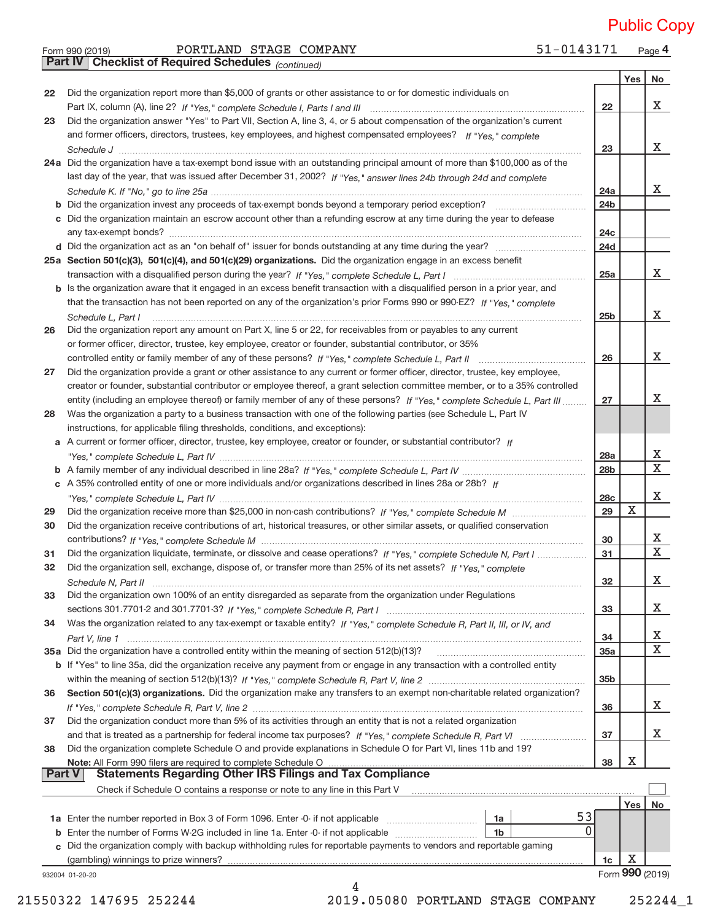Public Copy

Form 990 (2019) PORTLAND STAGE COMPANY 51-0143171 Page 4

## Part IV Checklist of Required Schedules *(continued)*

| | | | Yes | No |
|---|---|---|---|---|
| 22 | Did the organization report more than $5,000 of grants or other assistance to or for domestic individuals on Part IX, column (A), line 2? *If "Yes," complete Schedule I, Parts I and III* | 22 | | X |
| 23 | Did the organization answer "Yes" to Part VII, Section A, line 3, 4, or 5 about compensation of the organization's current and former officers, directors, trustees, key employees, and highest compensated employees? *If "Yes," complete Schedule J* | 23 | | X |
| 24a | Did the organization have a tax-exempt bond issue with an outstanding principal amount of more than $100,000 as of the last day of the year, that was issued after December 31, 2002? *If "Yes," answer lines 24b through 24d and complete Schedule K. If "No," go to line 25a* | 24a | | X |
| b | Did the organization invest any proceeds of tax-exempt bonds beyond a temporary period exception? | 24b | | |
| c | Did the organization maintain an escrow account other than a refunding escrow at any time during the year to defease any tax-exempt bonds? | 24c | | |
| d | Did the organization act as an "on behalf of" issuer for bonds outstanding at any time during the year? | 24d | | |
| 25a | **Section 501(c)(3), 501(c)(4), and 501(c)(29) organizations.** Did the organization engage in an excess benefit transaction with a disqualified person during the year? *If "Yes," complete Schedule L, Part I* | 25a | | X |
| b | Is the organization aware that it engaged in an excess benefit transaction with a disqualified person in a prior year, and that the transaction has not been reported on any of the organization's prior Forms 990 or 990-EZ? *If "Yes," complete Schedule L, Part I* | 25b | | X |
| 26 | Did the organization report any amount on Part X, line 5 or 22, for receivables from or payables to any current or former officer, director, trustee, key employee, creator or founder, substantial contributor, or 35% controlled entity or family member of any of these persons? *If "Yes," complete Schedule L, Part II* | 26 | | X |
| 27 | Did the organization provide a grant or other assistance to any current or former officer, director, trustee, key employee, creator or founder, substantial contributor or employee thereof, a grant selection committee member, or to a 35% controlled entity (including an employee thereof) or family member of any of these persons? *If "Yes," complete Schedule L, Part III* | 27 | | X |
| 28 | Was the organization a party to a business transaction with one of the following parties (see Schedule L, Part IV instructions, for applicable filing thresholds, conditions, and exceptions): | | | |
| a | A current or former officer, director, trustee, key employee, creator or founder, or substantial contributor? *If "Yes," complete Schedule L, Part IV* | 28a | | X |
| b | A family member of any individual described in line 28a? *If "Yes," complete Schedule L, Part IV* | 28b | | X |
| c | A 35% controlled entity of one or more individuals and/or organizations described in lines 28a or 28b? *If "Yes," complete Schedule L, Part IV* | 28c | | X |
| 29 | Did the organization receive more than $25,000 in non-cash contributions? *If "Yes," complete Schedule M* | 29 | X | |
| 30 | Did the organization receive contributions of art, historical treasures, or other similar assets, or qualified conservation contributions? *If "Yes," complete Schedule M* | 30 | | X |
| 31 | Did the organization liquidate, terminate, or dissolve and cease operations? *If "Yes," complete Schedule N, Part I* | 31 | | X |
| 32 | Did the organization sell, exchange, dispose of, or transfer more than 25% of its net assets? *If "Yes," complete Schedule N, Part II* | 32 | | X |
| 33 | Did the organization own 100% of an entity disregarded as separate from the organization under Regulations sections 301.7701-2 and 301.7701-3? *If "Yes," complete Schedule R, Part I* | 33 | | X |
| 34 | Was the organization related to any tax-exempt or taxable entity? *If "Yes," complete Schedule R, Part II, III, or IV, and Part V, line 1* | 34 | | X |
| 35a | Did the organization have a controlled entity within the meaning of section 512(b)(13)? | 35a | | X |
| b | If "Yes" to line 35a, did the organization receive any payment from or engage in any transaction with a controlled entity within the meaning of section 512(b)(13)? *If "Yes," complete Schedule R, Part V, line 2* | 35b | | |
| 36 | **Section 501(c)(3) organizations.** Did the organization make any transfers to an exempt non-charitable related organization? *If "Yes," complete Schedule R, Part V, line 2* | 36 | | X |
| 37 | Did the organization conduct more than 5% of its activities through an entity that is not a related organization and that is treated as a partnership for federal income tax purposes? *If "Yes," complete Schedule R, Part VI* | 37 | | X |
| 38 | Did the organization complete Schedule O and provide explanations in Schedule O for Part VI, lines 11b and 19? **Note:** All Form 990 filers are required to complete Schedule O | 38 | X | |

## Part V Statements Regarding Other IRS Filings and Tax Compliance

Check if Schedule O contains a response or note to any line in this Part V ☐

| | | | | | Yes | No |
|---|---|---|---|---|---|---|
| 1a | Enter the number reported in Box 3 of Form 1096. Enter -0- if not applicable | 1a | 53 | | | |
| b | Enter the number of Forms W-2G included in line 1a. Enter -0- if not applicable | 1b | 0 | | | |
| c | Did the organization comply with backup withholding rules for reportable payments to vendors and reportable gaming (gambling) winnings to prize winners? | | | 1c | X | |

932004 01-20-20 Form **990** (2019)

21550322 147695 252244 2019.05080 PORTLAND STAGE COMPANY 252244_1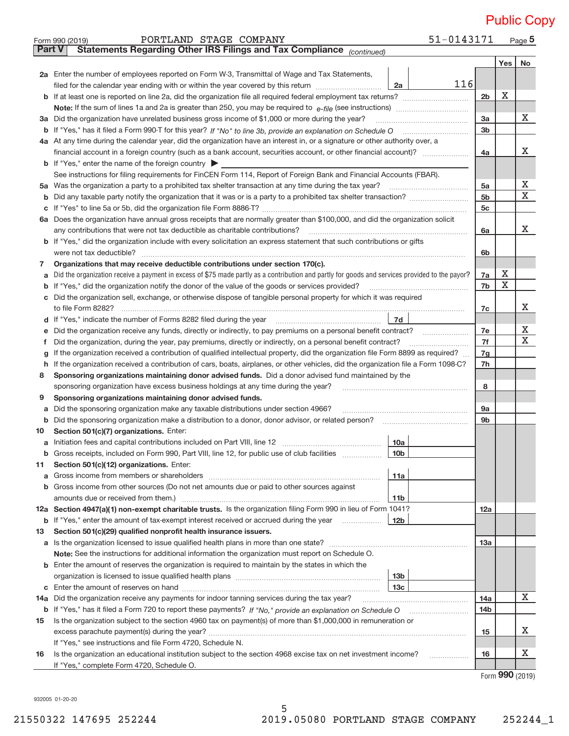Public Copy

Form 990 (2019) PORTLAND STAGE COMPANY 51-0143171 Page **5**

**Part V Statements Regarding Other IRS Filings and Tax Compliance** *(continued)*

| | | | | | Yes | No |
|---|---|---|---|---|---|---|
| **2a** | Enter the number of employees reported on Form W-3, Transmittal of Wage and Tax Statements, filed for the calendar year ending with or within the year covered by this return | 2a | 116 | | | |
| **b** | If at least one is reported on line 2a, did the organization file all required federal employment tax returns? | | | 2b | X | |
| | **Note:** If the sum of lines 1a and 2a is greater than 250, you may be required to *e-file* (see instructions) | | | | | |
| **3a** | Did the organization have unrelated business gross income of $1,000 or more during the year? | | | 3a | | X |
| **b** | If "Yes," has it filed a Form 990-T for this year? *If "No" to line 3b, provide an explanation on Schedule O* | | | 3b | | |
| **4a** | At any time during the calendar year, did the organization have an interest in, or a signature or other authority over, a financial account in a foreign country (such as a bank account, securities account, or other financial account)? | | | 4a | | X |
| **b** | If "Yes," enter the name of the foreign country ▶ | | | | | |
| | See instructions for filing requirements for FinCEN Form 114, Report of Foreign Bank and Financial Accounts (FBAR). | | | | | |
| **5a** | Was the organization a party to a prohibited tax shelter transaction at any time during the tax year? | | | 5a | | X |
| **b** | Did any taxable party notify the organization that it was or is a party to a prohibited tax shelter transaction? | | | 5b | | X |
| **c** | If "Yes" to line 5a or 5b, did the organization file Form 8886-T? | | | 5c | | |
| **6a** | Does the organization have annual gross receipts that are normally greater than $100,000, and did the organization solicit any contributions that were not tax deductible as charitable contributions? | | | 6a | | X |
| **b** | If "Yes," did the organization include with every solicitation an express statement that such contributions or gifts were not tax deductible? | | | 6b | | |
| **7** | **Organizations that may receive deductible contributions under section 170(c).** | | | | | |
| **a** | Did the organization receive a payment in excess of $75 made partly as a contribution and partly for goods and services provided to the payor? | | | 7a | X | |
| **b** | If "Yes," did the organization notify the donor of the value of the goods or services provided? | | | 7b | X | |
| **c** | Did the organization sell, exchange, or otherwise dispose of tangible personal property for which it was required to file Form 8282? | | | 7c | | X |
| **d** | If "Yes," indicate the number of Forms 8282 filed during the year | 7d | | | | |
| **e** | Did the organization receive any funds, directly or indirectly, to pay premiums on a personal benefit contract? | | | 7e | | X |
| **f** | Did the organization, during the year, pay premiums, directly or indirectly, on a personal benefit contract? | | | 7f | | X |
| **g** | If the organization received a contribution of qualified intellectual property, did the organization file Form 8899 as required? | | | 7g | | |
| **h** | If the organization received a contribution of cars, boats, airplanes, or other vehicles, did the organization file a Form 1098-C? | | | 7h | | |
| **8** | **Sponsoring organizations maintaining donor advised funds.** Did a donor advised fund maintained by the sponsoring organization have excess business holdings at any time during the year? | | | 8 | | |
| **9** | **Sponsoring organizations maintaining donor advised funds.** | | | | | |
| **a** | Did the sponsoring organization make any taxable distributions under section 4966? | | | 9a | | |
| **b** | Did the sponsoring organization make a distribution to a donor, donor advisor, or related person? | | | 9b | | |
| **10** | **Section 501(c)(7) organizations.** Enter: | | | | | |
| **a** | Initiation fees and capital contributions included on Part VIII, line 12 | 10a | | | | |
| **b** | Gross receipts, included on Form 990, Part VIII, line 12, for public use of club facilities | 10b | | | | |
| **11** | **Section 501(c)(12) organizations.** Enter: | | | | | |
| **a** | Gross income from members or shareholders | 11a | | | | |
| **b** | Gross income from other sources (Do not net amounts due or paid to other sources against amounts due or received from them.) | 11b | | | | |
| **12a** | **Section 4947(a)(1) non-exempt charitable trusts.** Is the organization filing Form 990 in lieu of Form 1041? | | | 12a | | |
| **b** | If "Yes," enter the amount of tax-exempt interest received or accrued during the year | 12b | | | | |
| **13** | **Section 501(c)(29) qualified nonprofit health insurance issuers.** | | | | | |
| **a** | Is the organization licensed to issue qualified health plans in more than one state? | | | 13a | | |
| | **Note:** See the instructions for additional information the organization must report on Schedule O. | | | | | |
| **b** | Enter the amount of reserves the organization is required to maintain by the states in which the organization is licensed to issue qualified health plans | 13b | | | | |
| **c** | Enter the amount of reserves on hand | 13c | | | | |
| **14a** | Did the organization receive any payments for indoor tanning services during the tax year? | | | 14a | | X |
| **b** | If "Yes," has it filed a Form 720 to report these payments? *If "No," provide an explanation on Schedule O* | | | 14b | | |
| **15** | Is the organization subject to the section 4960 tax on payment(s) of more than $1,000,000 in remuneration or excess parachute payment(s) during the year? | | | 15 | | X |
| | If "Yes," see instructions and file Form 4720, Schedule N. | | | | | |
| **16** | Is the organization an educational institution subject to the section 4968 excise tax on net investment income? | | | 16 | | X |
| | If "Yes," complete Form 4720, Schedule O. | | | | | |

Form **990** (2019)

932005 01-20-20

21550322 147695 252244 2019.05080 PORTLAND STAGE COMPANY 252244_1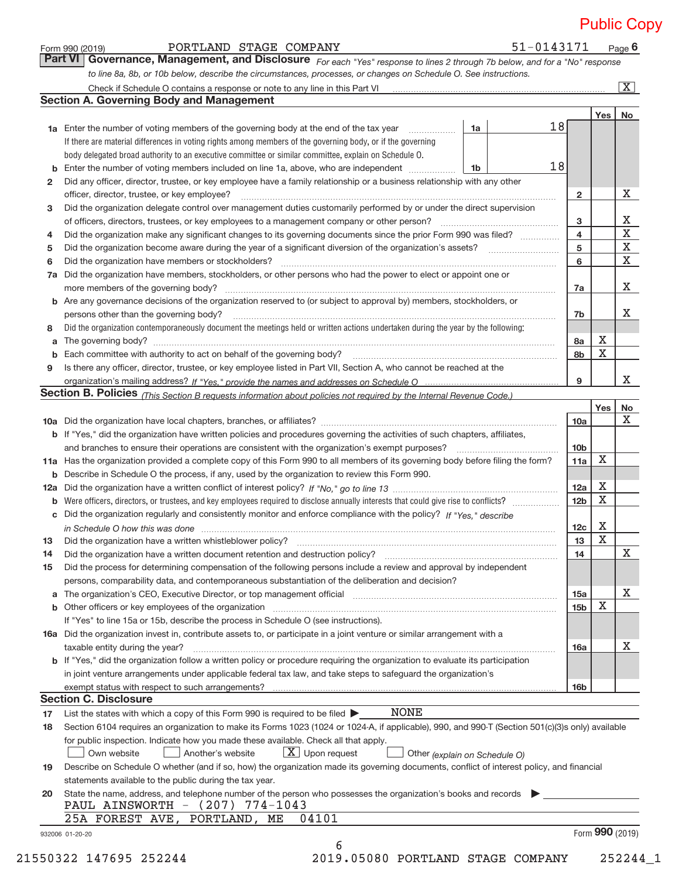Public Copy

Form 990 (2019) PORTLAND STAGE COMPANY 51-0143171 Page 6

## Part VI Governance, Management, and Disclosure

*For each "Yes" response to lines 2 through 7b below, and for a "No" response to line 8a, 8b, or 10b below, describe the circumstances, processes, or changes on Schedule O. See instructions.*

Check if Schedule O contains a response or note to any line in this Part VI [X]

### Section A. Governing Body and Management

| | | | | Yes | No |
|---|---|---|---|---|---|
| 1a | Enter the number of voting members of the governing body at the end of the tax year | 1a | 18 | | |
| | If there are material differences in voting rights among members of the governing body, or if the governing body delegated broad authority to an executive committee or similar committee, explain on Schedule O. | | | | |
| b | Enter the number of voting members included on line 1a, above, who are independent | 1b | 18 | | |
| 2 | Did any officer, director, trustee, or key employee have a family relationship or a business relationship with any other officer, director, trustee, or key employee? | 2 | | | X |
| 3 | Did the organization delegate control over management duties customarily performed by or under the direct supervision of officers, directors, trustees, or key employees to a management company or other person? | 3 | | | X |
| 4 | Did the organization make any significant changes to its governing documents since the prior Form 990 was filed? | 4 | | | X |
| 5 | Did the organization become aware during the year of a significant diversion of the organization's assets? | 5 | | | X |
| 6 | Did the organization have members or stockholders? | 6 | | | X |
| 7a | Did the organization have members, stockholders, or other persons who had the power to elect or appoint one or more members of the governing body? | 7a | | | X |
| b | Are any governance decisions of the organization reserved to (or subject to approval by) members, stockholders, or persons other than the governing body? | 7b | | | X |
| 8 | Did the organization contemporaneously document the meetings held or written actions undertaken during the year by the following: | | | | |
| a | The governing body? | 8a | | X | |
| b | Each committee with authority to act on behalf of the governing body? | 8b | | X | |
| 9 | Is there any officer, director, trustee, or key employee listed in Part VII, Section A, who cannot be reached at the organization's mailing address? *If "Yes," provide the names and addresses on Schedule O* | 9 | | | X |

### Section B. Policies *(This Section B requests information about policies not required by the Internal Revenue Code.)*

| | | | Yes | No |
|---|---|---|---|---|
| 10a | Did the organization have local chapters, branches, or affiliates? | 10a | | X |
| b | If "Yes," did the organization have written policies and procedures governing the activities of such chapters, affiliates, and branches to ensure their operations are consistent with the organization's exempt purposes? | 10b | | |
| 11a | Has the organization provided a complete copy of this Form 990 to all members of its governing body before filing the form? | 11a | X | |
| b | Describe in Schedule O the process, if any, used by the organization to review this Form 990. | | | |
| 12a | Did the organization have a written conflict of interest policy? *If "No," go to line 13* | 12a | X | |
| b | Were officers, directors, or trustees, and key employees required to disclose annually interests that could give rise to conflicts? | 12b | X | |
| c | Did the organization regularly and consistently monitor and enforce compliance with the policy? *If "Yes," describe in Schedule O how this was done* | 12c | X | |
| 13 | Did the organization have a written whistleblower policy? | 13 | X | |
| 14 | Did the organization have a written document retention and destruction policy? | 14 | | X |
| 15 | Did the process for determining compensation of the following persons include a review and approval by independent persons, comparability data, and contemporaneous substantiation of the deliberation and decision? | | | |
| a | The organization's CEO, Executive Director, or top management official | 15a | | X |
| b | Other officers or key employees of the organization | 15b | X | |
| | If "Yes" to line 15a or 15b, describe the process in Schedule O (see instructions). | | | |
| 16a | Did the organization invest in, contribute assets to, or participate in a joint venture or similar arrangement with a taxable entity during the year? | 16a | | X |
| b | If "Yes," did the organization follow a written policy or procedure requiring the organization to evaluate its participation in joint venture arrangements under applicable federal tax law, and take steps to safeguard the organization's exempt status with respect to such arrangements? | 16b | | |

### Section C. Disclosure

17 List the states with which a copy of this Form 990 is required to be filed ▶ NONE

18 Section 6104 requires an organization to make its Forms 1023 (1024 or 1024-A, if applicable), 990, and 990-T (Section 501(c)(3)s only) available for public inspection. Indicate how you made these available. Check all that apply.

[ ] Own website [ ] Another's website [X] Upon request [ ] Other *(explain on Schedule O)*

19 Describe on Schedule O whether (and if so, how) the organization made its governing documents, conflict of interest policy, and financial statements available to the public during the tax year.

20 State the name, address, and telephone number of the person who possesses the organization's books and records ▶

PAUL AINSWORTH - (207) 774-1043
25A FOREST AVE, PORTLAND, ME 04101

932006 01-20-20 Form 990 (2019)

21550322 147695 252244 2019.05080 PORTLAND STAGE COMPANY 252244_1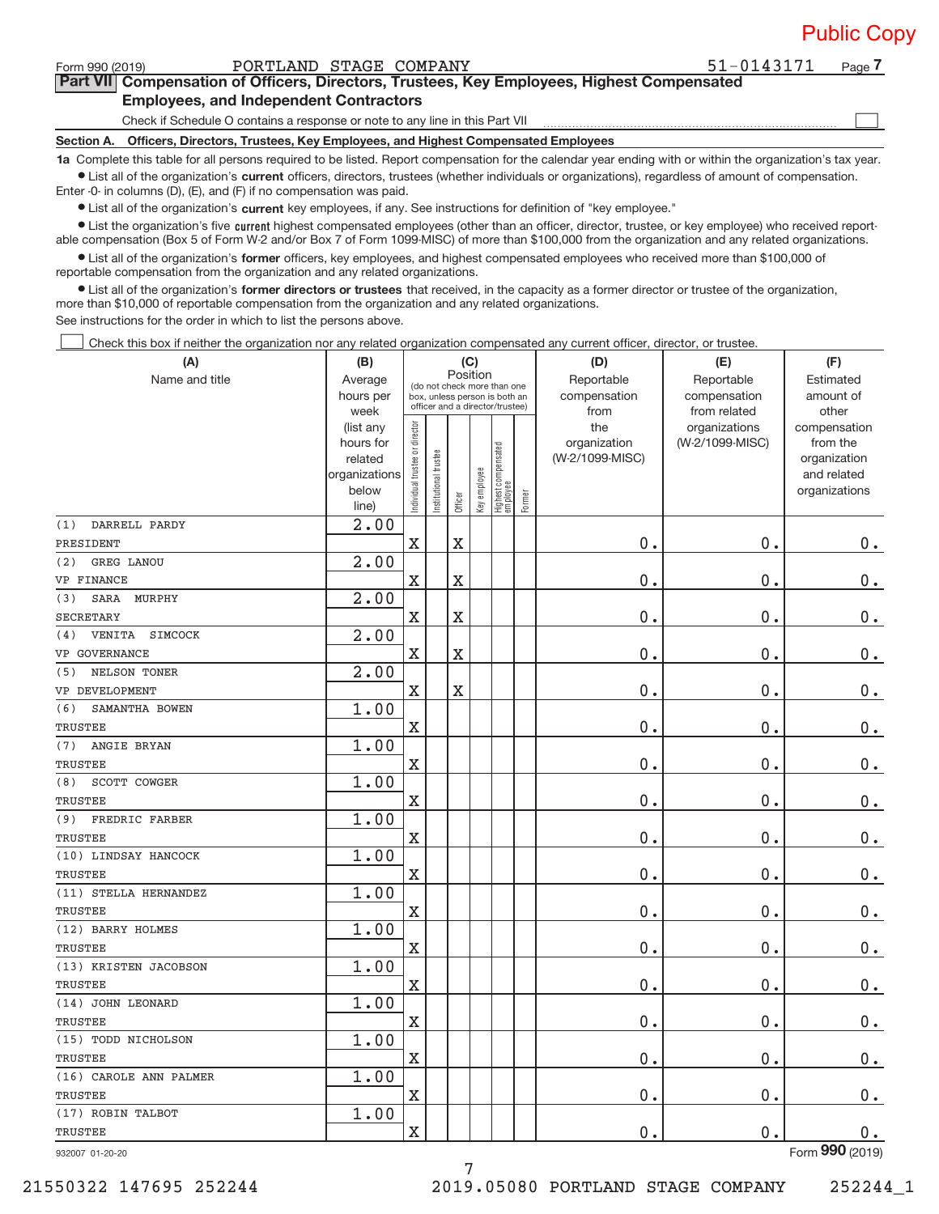Public Copy

Form 990 (2019) PORTLAND STAGE COMPANY 51-0143171

## Part VII Compensation of Officers, Directors, Trustees, Key Employees, Highest Compensated Employees, and Independent Contractors

Check if Schedule O contains a response or note to any line in this Part VII

**Section A. Officers, Directors, Trustees, Key Employees, and Highest Compensated Employees**

**1a** Complete this table for all persons required to be listed. Report compensation for the calendar year ending with or within the organization's tax year.

- List all of the organization's **current** officers, directors, trustees (whether individuals or organizations), regardless of amount of compensation. Enter -0- in columns (D), (E), and (F) if no compensation was paid.
- List all of the organization's **current** key employees, if any. See instructions for definition of "key employee."
- List the organization's five **current** highest compensated employees (other than an officer, director, trustee, or key employee) who received reportable compensation (Box 5 of Form W-2 and/or Box 7 of Form 1099-MISC) of more than $100,000 from the organization and any related organizations.
- List all of the organization's **former** officers, key employees, and highest compensated employees who received more than $100,000 of reportable compensation from the organization and any related organizations.
- List all of the organization's **former directors or trustees** that received, in the capacity as a former director or trustee of the organization, more than $10,000 of reportable compensation from the organization and any related organizations.

See instructions for the order in which to list the persons above.

Check this box if neither the organization nor any related organization compensated any current officer, director, or trustee.

| (A) Name and title | (B) Average hours per week (list any hours for related organizations below line) | (C) Position (do not check more than one box, unless person is both an officer and a director/trustee) | | | | | | (D) Reportable compensation from the organization (W-2/1099-MISC) | (E) Reportable compensation from related organizations (W-2/1099-MISC) | (F) Estimated amount of other compensation from the organization and related organizations |
|---|---|---|---|---|---|---|---|---|---|---|
| | | Individual trustee or director | Institutional trustee | Officer | Key employee | Highest compensated employee | Former | | | |
| (1) DARRELL PARDY<br>PRESIDENT | 2.00 | X | | X | | | | 0. | 0. | 0. |
| (2) GREG LANOU<br>VP FINANCE | 2.00 | X | | X | | | | 0. | 0. | 0. |
| (3) SARA MURPHY<br>SECRETARY | 2.00 | X | | X | | | | 0. | 0. | 0. |
| (4) VENITA SIMCOCK<br>VP GOVERNANCE | 2.00 | X | | X | | | | 0. | 0. | 0. |
| (5) NELSON TONER<br>VP DEVELOPMENT | 2.00 | X | | X | | | | 0. | 0. | 0. |
| (6) SAMANTHA BOWEN<br>TRUSTEE | 1.00 | X | | | | | | 0. | 0. | 0. |
| (7) ANGIE BRYAN<br>TRUSTEE | 1.00 | X | | | | | | 0. | 0. | 0. |
| (8) SCOTT COWGER<br>TRUSTEE | 1.00 | X | | | | | | 0. | 0. | 0. |
| (9) FREDRIC FARBER<br>TRUSTEE | 1.00 | X | | | | | | 0. | 0. | 0. |
| (10) LINDSAY HANCOCK<br>TRUSTEE | 1.00 | X | | | | | | 0. | 0. | 0. |
| (11) STELLA HERNANDEZ<br>TRUSTEE | 1.00 | X | | | | | | 0. | 0. | 0. |
| (12) BARRY HOLMES<br>TRUSTEE | 1.00 | X | | | | | | 0. | 0. | 0. |
| (13) KRISTEN JACOBSON<br>TRUSTEE | 1.00 | X | | | | | | 0. | 0. | 0. |
| (14) JOHN LEONARD<br>TRUSTEE | 1.00 | X | | | | | | 0. | 0. | 0. |
| (15) TODD NICHOLSON<br>TRUSTEE | 1.00 | X | | | | | | 0. | 0. | 0. |
| (16) CAROLE ANN PALMER<br>TRUSTEE | 1.00 | X | | | | | | 0. | 0. | 0. |
| (17) ROBIN TALBOT<br>TRUSTEE | 1.00 | X | | | | | | 0. | 0. | 0. |

932007 01-20-20 Form **990** (2019)

21550322 147695 252244 2019.05080 PORTLAND STAGE COMPANY 252244_1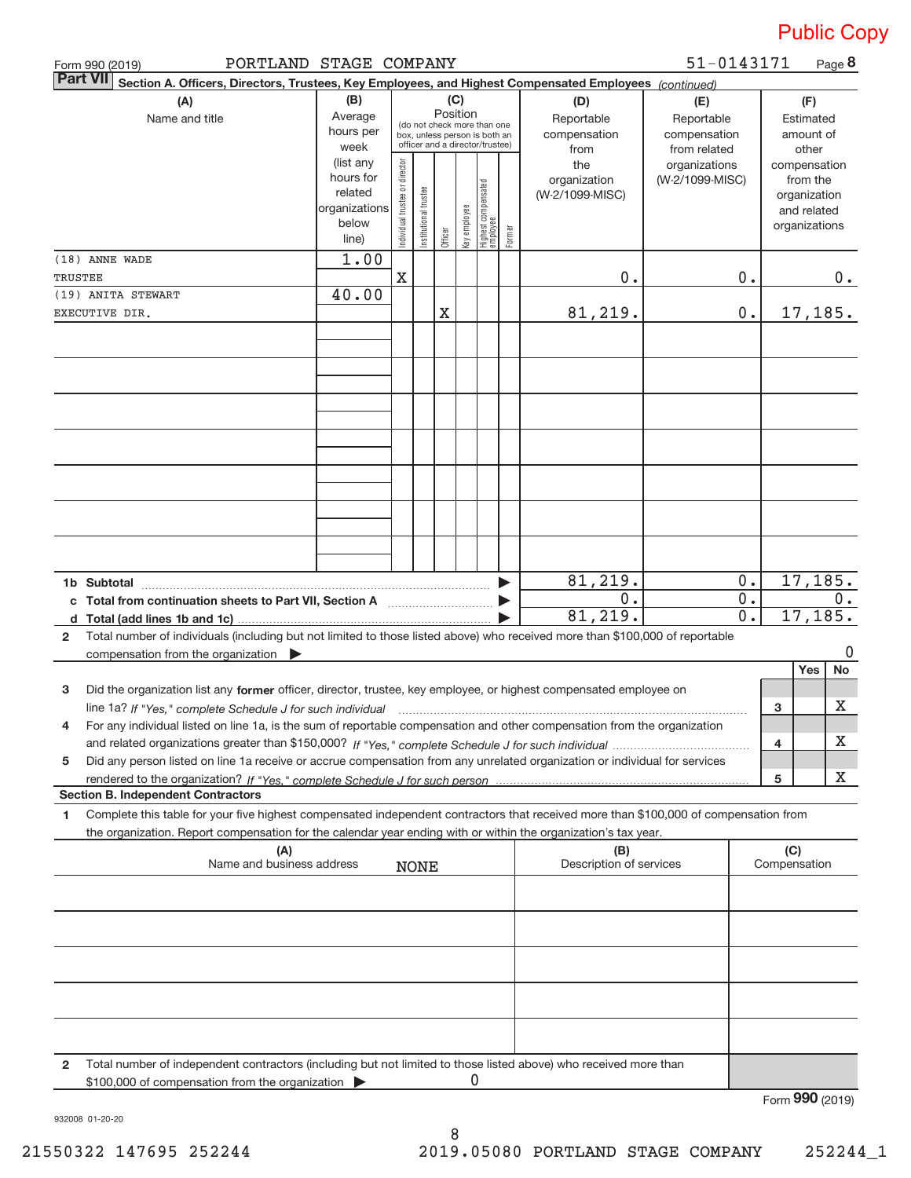Public Copy

Form 990 (2019) PORTLAND STAGE COMPANY 51-0143171

**Part VII Section A. Officers, Directors, Trustees, Key Employees, and Highest Compensated Employees** *(continued)*

| (A) Name and title | (B) Average hours per week (list any hours for related organizations below line) | (C) Position: Individual trustee or director | Institutional trustee | Officer | Key employee | Highest compensated employee | Former | (D) Reportable compensation from the organization (W-2/1099-MISC) | (E) Reportable compensation from related organizations (W-2/1099-MISC) | (F) Estimated amount of other compensation from the organization and related organizations |
|---|---|---|---|---|---|---|---|---|---|---|
| (18) ANNE WADE<br>TRUSTEE | 1.00 | X | | | | | | 0. | 0. | 0. |
| (19) ANITA STEWART<br>EXECUTIVE DIR. | 40.00 | | | X | | | | 81,219. | 0. | 17,185. |
| | | | | | | | | | | |
| | | | | | | | | | | |
| | | | | | | | | | | |
| | | | | | | | | | | |
| | | | | | | | | | | |
| | | | | | | | | | | |
| | | | | | | | | | | |
| **1b Subtotal** ▶ | | | | | | | | 81,219. | 0. | 17,185. |
| **c Total from continuation sheets to Part VII, Section A** ▶ | | | | | | | | 0. | 0. | 0. |
| **d Total (add lines 1b and 1c)** ▶ | | | | | | | | 81,219. | 0. | 17,185. |

**2** Total number of individuals (including but not limited to those listed above) who received more than $100,000 of reportable compensation from the organization ▶ 0

| | | | Yes | No |
|---|---|---|---|---|
| **3** | Did the organization list any **former** officer, director, trustee, key employee, or highest compensated employee on line 1a? *If "Yes," complete Schedule J for such individual* | 3 | | X |
| **4** | For any individual listed on line 1a, is the sum of reportable compensation and other compensation from the organization and related organizations greater than $150,000? *If "Yes," complete Schedule J for such individual* | 4 | | X |
| **5** | Did any person listed on line 1a receive or accrue compensation from any unrelated organization or individual for services rendered to the organization? *If "Yes," complete Schedule J for such person* | 5 | | X |

**Section B. Independent Contractors**

**1** Complete this table for your five highest compensated independent contractors that received more than $100,000 of compensation from the organization. Report compensation for the calendar year ending with or within the organization's tax year.

| (A) Name and business address | (B) Description of services | (C) Compensation |
|---|---|---|
| NONE | | |
| | | |
| | | |
| | | |
| | | |

**2** Total number of independent contractors (including but not limited to those listed above) who received more than $100,000 of compensation from the organization ▶ 0

Form **990** (2019)

932008 01-20-20

21550322 147695 252244 2019.05080 PORTLAND STAGE COMPANY 252244_1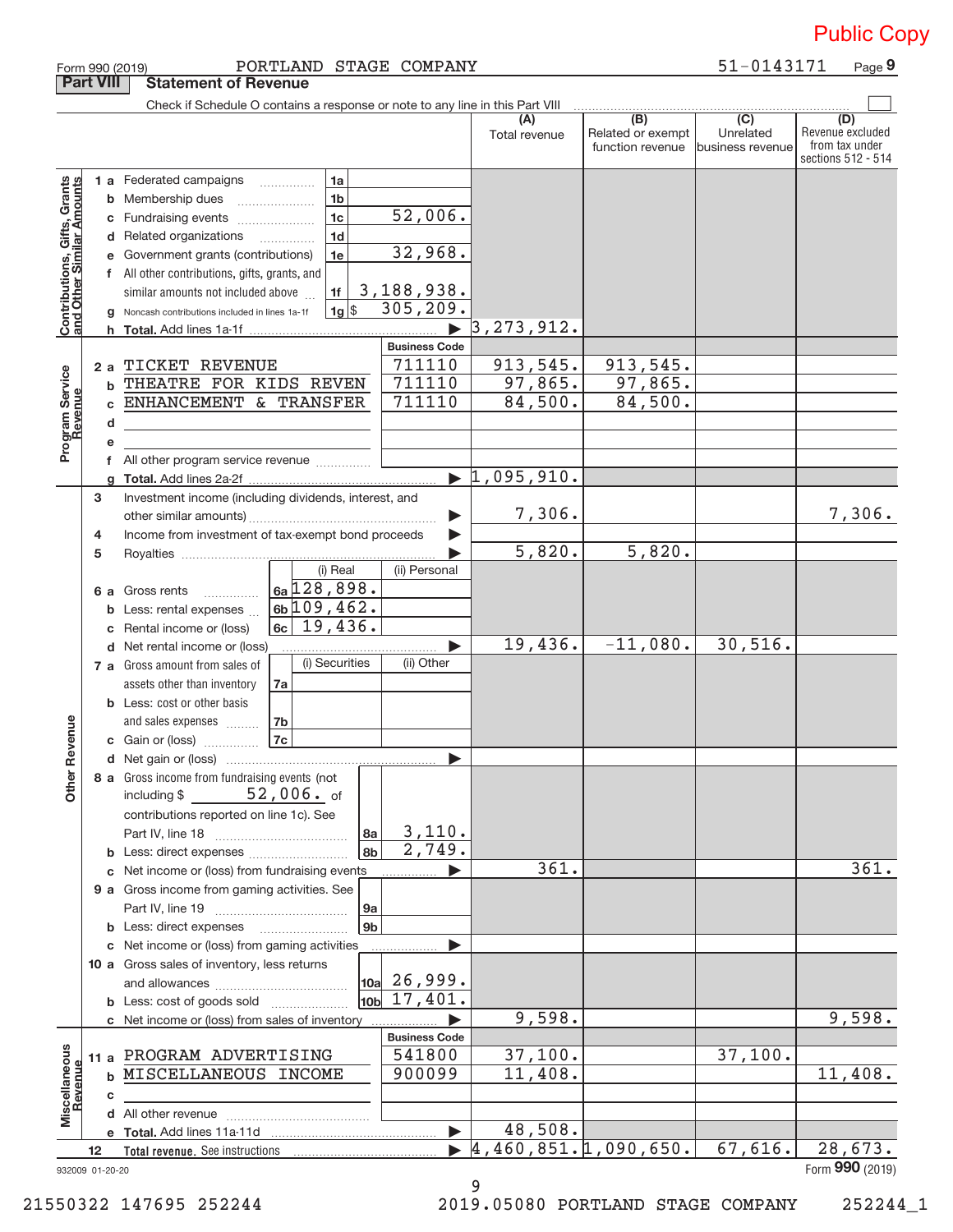Public Copy

Form 990 (2019) PORTLAND STAGE COMPANY 51-0143171 Page **9**

## Part VIII Statement of Revenue

Check if Schedule O contains a response or note to any line in this Part VIII

| | | | | (A) Total revenue | (B) Related or exempt function revenue | (C) Unrelated business revenue | (D) Revenue excluded from tax under sections 512 - 514 |
|---|---|---|---|---|---|---|---|
| **Contributions, Gifts, Grants and Other Similar Amounts** | 1 a Federated campaigns | 1a | | | | | |
| | b Membership dues | 1b | | | | | |
| | c Fundraising events | 1c | 52,006. | | | | |
| | d Related organizations | 1d | | | | | |
| | e Government grants (contributions) | 1e | 32,968. | | | | |
| | f All other contributions, gifts, grants, and similar amounts not included above | 1f | 3,188,938. | | | | |
| | g Noncash contributions included in lines 1a-1f | 1g | $ 305,209. | | | | |
| | h **Total.** Add lines 1a-1f | | | 3,273,912. | | | |
| | | | **Business Code** | | | | |
| **Program Service Revenue** | 2 a TICKET REVENUE | | 711110 | 913,545. | 913,545. | | |
| | b THEATRE FOR KIDS REVEN | | 711110 | 97,865. | 97,865. | | |
| | c ENHANCEMENT & TRANSFER | | 711110 | 84,500. | 84,500. | | |
| | d | | | | | | |
| | e | | | | | | |
| | f All other program service revenue | | | | | | |
| | g **Total.** Add lines 2a-2f | | | 1,095,910. | | | |
| **Other Revenue** | 3 Investment income (including dividends, interest, and other similar amounts) | | | 7,306. | | | 7,306. |
| | 4 Income from investment of tax-exempt bond proceeds | | | | | | |
| | 5 Royalties | | | 5,820. | 5,820. | | |
| | | (i) Real | (ii) Personal | | | | |
| | 6 a Gross rents (6a) | 128,898. | | | | | |
| | b Less: rental expenses (6b) | 109,462. | | | | | |
| | c Rental income or (loss) (6c) | 19,436. | | | | | |
| | d Net rental income or (loss) | | | 19,436. | -11,080. | 30,516. | |
| | | (i) Securities | (ii) Other | | | | |
| | 7 a Gross amount from sales of assets other than inventory (7a) | | | | | | |
| | b Less: cost or other basis and sales expenses (7b) | | | | | | |
| | c Gain or (loss) (7c) | | | | | | |
| | d Net gain or (loss) | | | | | | |
| | 8 a Gross income from fundraising events (not including $ 52,006. of contributions reported on line 1c). See Part IV, line 18 | 8a | 3,110. | | | | |
| | b Less: direct expenses | 8b | 2,749. | | | | |
| | c Net income or (loss) from fundraising events | | | 361. | | | 361. |
| | 9 a Gross income from gaming activities. See Part IV, line 19 | 9a | | | | | |
| | b Less: direct expenses | 9b | | | | | |
| | c Net income or (loss) from gaming activities | | | | | | |
| | 10 a Gross sales of inventory, less returns and allowances | 10a | 26,999. | | | | |
| | b Less: cost of goods sold | 10b | 17,401. | | | | |
| | c Net income or (loss) from sales of inventory | | | 9,598. | | | 9,598. |
| | | | **Business Code** | | | | |
| **Miscellaneous Revenue** | 11 a PROGRAM ADVERTISING | | 541800 | 37,100. | | 37,100. | |
| | b MISCELLANEOUS INCOME | | 900099 | 11,408. | | | 11,408. |
| | c | | | | | | |
| | d All other revenue | | | | | | |
| | e **Total.** Add lines 11a-11d | | | 48,508. | | | |
| | 12 **Total revenue.** See instructions | | | 4,460,851. | 1,090,650. | 67,616. | 28,673. |

932009 01-20-20 Form **990** (2019)

21550322 147695 252244 2019.05080 PORTLAND STAGE COMPANY 252244_1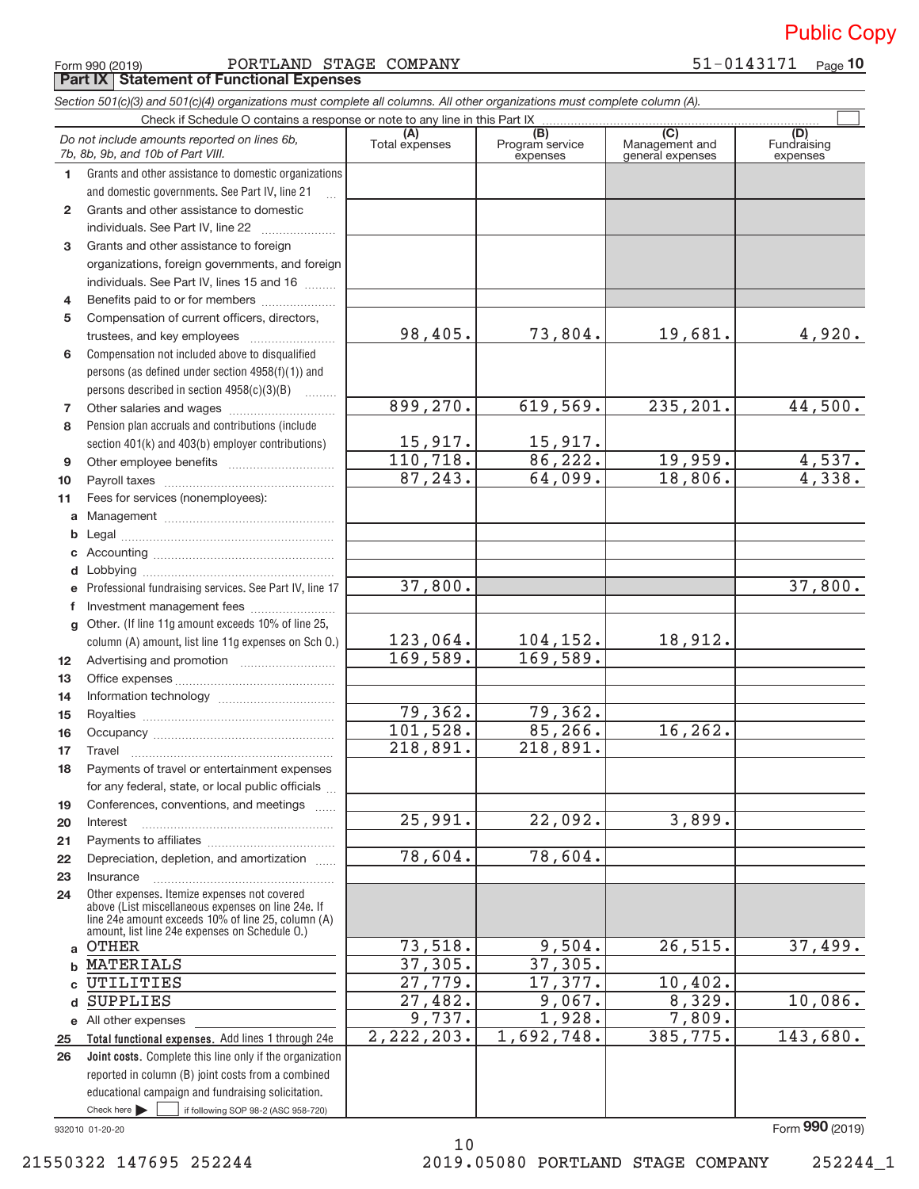Public Copy

Form 990 (2019) PORTLAND STAGE COMPANY 51-0143171

## Part IX Statement of Functional Expenses

*Section 501(c)(3) and 501(c)(4) organizations must complete all columns. All other organizations must complete column (A).*

Check if Schedule O contains a response or note to any line in this Part IX ☐

| *Do not include amounts reported on lines 6b, 7b, 8b, 9b, and 10b of Part VIII.* | (A) Total expenses | (B) Program service expenses | (C) Management and general expenses | (D) Fundraising expenses |
|---|---|---|---|---|
| 1 Grants and other assistance to domestic organizations and domestic governments. See Part IV, line 21 | | | | |
| 2 Grants and other assistance to domestic individuals. See Part IV, line 22 | | | | |
| 3 Grants and other assistance to foreign organizations, foreign governments, and foreign individuals. See Part IV, lines 15 and 16 | | | | |
| 4 Benefits paid to or for members | | | | |
| 5 Compensation of current officers, directors, trustees, and key employees | 98,405. | 73,804. | 19,681. | 4,920. |
| 6 Compensation not included above to disqualified persons (as defined under section 4958(f)(1)) and persons described in section 4958(c)(3)(B) | | | | |
| 7 Other salaries and wages | 899,270. | 619,569. | 235,201. | 44,500. |
| 8 Pension plan accruals and contributions (include section 401(k) and 403(b) employer contributions) | 15,917. | 15,917. | | |
| 9 Other employee benefits | 110,718. | 86,222. | 19,959. | 4,537. |
| 10 Payroll taxes | 87,243. | 64,099. | 18,806. | 4,338. |
| 11 Fees for services (nonemployees): | | | | |
| a Management | | | | |
| b Legal | | | | |
| c Accounting | | | | |
| d Lobbying | | | | |
| e Professional fundraising services. See Part IV, line 17 | 37,800. | | | 37,800. |
| f Investment management fees | | | | |
| g Other. (If line 11g amount exceeds 10% of line 25, column (A) amount, list line 11g expenses on Sch O.) | 123,064. | 104,152. | 18,912. | |
| 12 Advertising and promotion | 169,589. | 169,589. | | |
| 13 Office expenses | | | | |
| 14 Information technology | | | | |
| 15 Royalties | 79,362. | 79,362. | | |
| 16 Occupancy | 101,528. | 85,266. | 16,262. | |
| 17 Travel | 218,891. | 218,891. | | |
| 18 Payments of travel or entertainment expenses for any federal, state, or local public officials | | | | |
| 19 Conferences, conventions, and meetings | | | | |
| 20 Interest | 25,991. | 22,092. | 3,899. | |
| 21 Payments to affiliates | | | | |
| 22 Depreciation, depletion, and amortization | 78,604. | 78,604. | | |
| 23 Insurance | | | | |
| 24 Other expenses. Itemize expenses not covered above (List miscellaneous expenses on line 24e. If line 24e amount exceeds 10% of line 25, column (A) amount, list line 24e expenses on Schedule O.) | | | | |
| a OTHER | 73,518. | 9,504. | 26,515. | 37,499. |
| b MATERIALS | 37,305. | 37,305. | | |
| c UTILITIES | 27,779. | 17,377. | 10,402. | |
| d SUPPLIES | 27,482. | 9,067. | 8,329. | 10,086. |
| e All other expenses | 9,737. | 1,928. | 7,809. | |
| 25 **Total functional expenses.** Add lines 1 through 24e | 2,222,203. | 1,692,748. | 385,775. | 143,680. |
| 26 **Joint costs.** Complete this line only if the organization reported in column (B) joint costs from a combined educational campaign and fundraising solicitation. Check here ☐ if following SOP 98-2 (ASC 958-720) | | | | |

932010 01-20-20

Form **990** (2019)

21550322 147695 252244 2019.05080 PORTLAND STAGE COMPANY 252244_1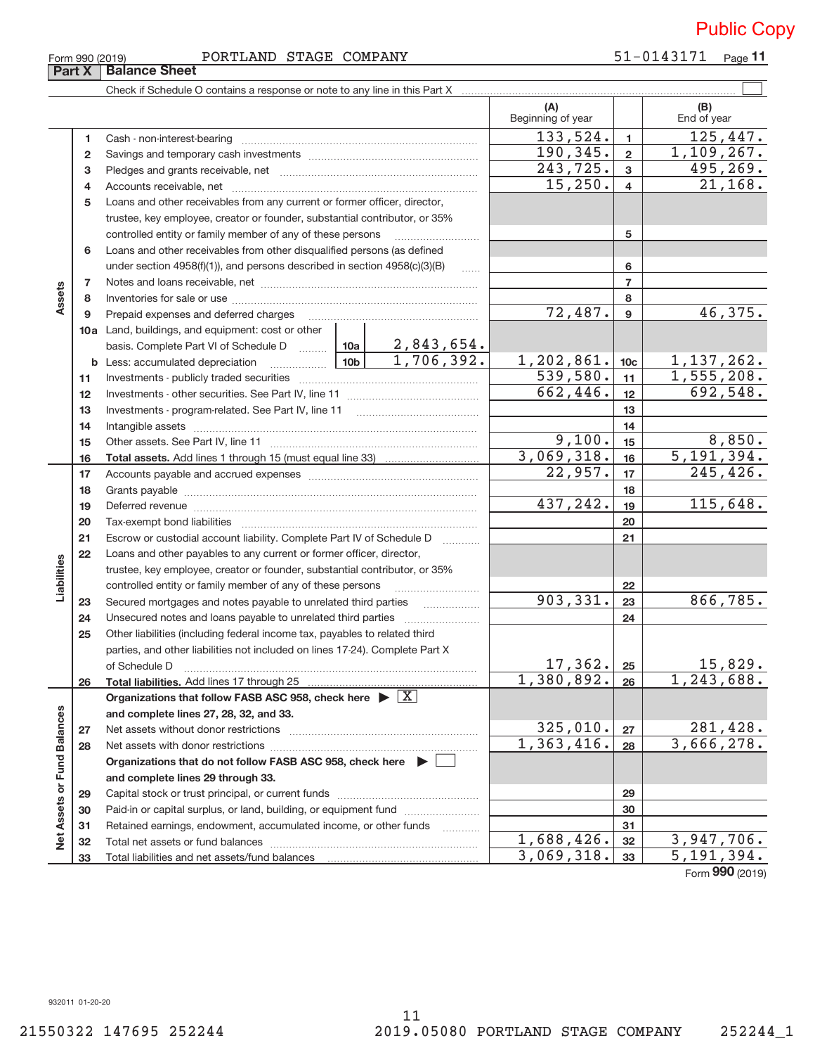Public Copy

Form 990 (2019) PORTLAND STAGE COMPANY 51-0143171

## Part X Balance Sheet

Check if Schedule O contains a response or note to any line in this Part X ☐

| | | | (A) Beginning of year | | (B) End of year |
|---|---|---|---|---|---|
| Assets | 1 | Cash - non-interest-bearing | 133,524. | 1 | 125,447. |
| | 2 | Savings and temporary cash investments | 190,345. | 2 | 1,109,267. |
| | 3 | Pledges and grants receivable, net | 243,725. | 3 | 495,269. |
| | 4 | Accounts receivable, net | 15,250. | 4 | 21,168. |
| | 5 | Loans and other receivables from any current or former officer, director, trustee, key employee, creator or founder, substantial contributor, or 35% controlled entity or family member of any of these persons | | 5 | |
| | 6 | Loans and other receivables from other disqualified persons (as defined under section 4958(f)(1)), and persons described in section 4958(c)(3)(B) | | 6 | |
| | 7 | Notes and loans receivable, net | | 7 | |
| | 8 | Inventories for sale or use | | 8 | |
| | 9 | Prepaid expenses and deferred charges | 72,487. | 9 | 46,375. |
| | 10a | Land, buildings, and equipment: cost or other basis. Complete Part VI of Schedule D — 10a: 2,843,654. | | | |
| | b | Less: accumulated depreciation — 10b: 1,706,392. | 1,202,861. | 10c | 1,137,262. |
| | 11 | Investments - publicly traded securities | 539,580. | 11 | 1,555,208. |
| | 12 | Investments - other securities. See Part IV, line 11 | 662,446. | 12 | 692,548. |
| | 13 | Investments - program-related. See Part IV, line 11 | | 13 | |
| | 14 | Intangible assets | | 14 | |
| | 15 | Other assets. See Part IV, line 11 | 9,100. | 15 | 8,850. |
| | 16 | **Total assets.** Add lines 1 through 15 (must equal line 33) | 3,069,318. | 16 | 5,191,394. |
| Liabilities | 17 | Accounts payable and accrued expenses | 22,957. | 17 | 245,426. |
| | 18 | Grants payable | | 18 | |
| | 19 | Deferred revenue | 437,242. | 19 | 115,648. |
| | 20 | Tax-exempt bond liabilities | | 20 | |
| | 21 | Escrow or custodial account liability. Complete Part IV of Schedule D | | 21 | |
| | 22 | Loans and other payables to any current or former officer, director, trustee, key employee, creator or founder, substantial contributor, or 35% controlled entity or family member of any of these persons | | 22 | |
| | 23 | Secured mortgages and notes payable to unrelated third parties | 903,331. | 23 | 866,785. |
| | 24 | Unsecured notes and loans payable to unrelated third parties | | 24 | |
| | 25 | Other liabilities (including federal income tax, payables to related third parties, and other liabilities not included on lines 17-24). Complete Part X of Schedule D | 17,362. | 25 | 15,829. |
| | 26 | **Total liabilities.** Add lines 17 through 25 | 1,380,892. | 26 | 1,243,688. |
| Net Assets or Fund Balances | | **Organizations that follow FASB ASC 958, check here** ▶ [X] **and complete lines 27, 28, 32, and 33.** | | | |
| | 27 | Net assets without donor restrictions | 325,010. | 27 | 281,428. |
| | 28 | Net assets with donor restrictions | 1,363,416. | 28 | 3,666,278. |
| | | **Organizations that do not follow FASB ASC 958, check here** ▶ ☐ **and complete lines 29 through 33.** | | | |
| | 29 | Capital stock or trust principal, or current funds | | 29 | |
| | 30 | Paid-in or capital surplus, or land, building, or equipment fund | | 30 | |
| | 31 | Retained earnings, endowment, accumulated income, or other funds | | 31 | |
| | 32 | Total net assets or fund balances | 1,688,426. | 32 | 3,947,706. |
| | 33 | Total liabilities and net assets/fund balances | 3,069,318. | 33 | 5,191,394. |

Form **990** (2019)

932011 01-20-20

21550322 147695 252244 2019.05080 PORTLAND STAGE COMPANY 252244_1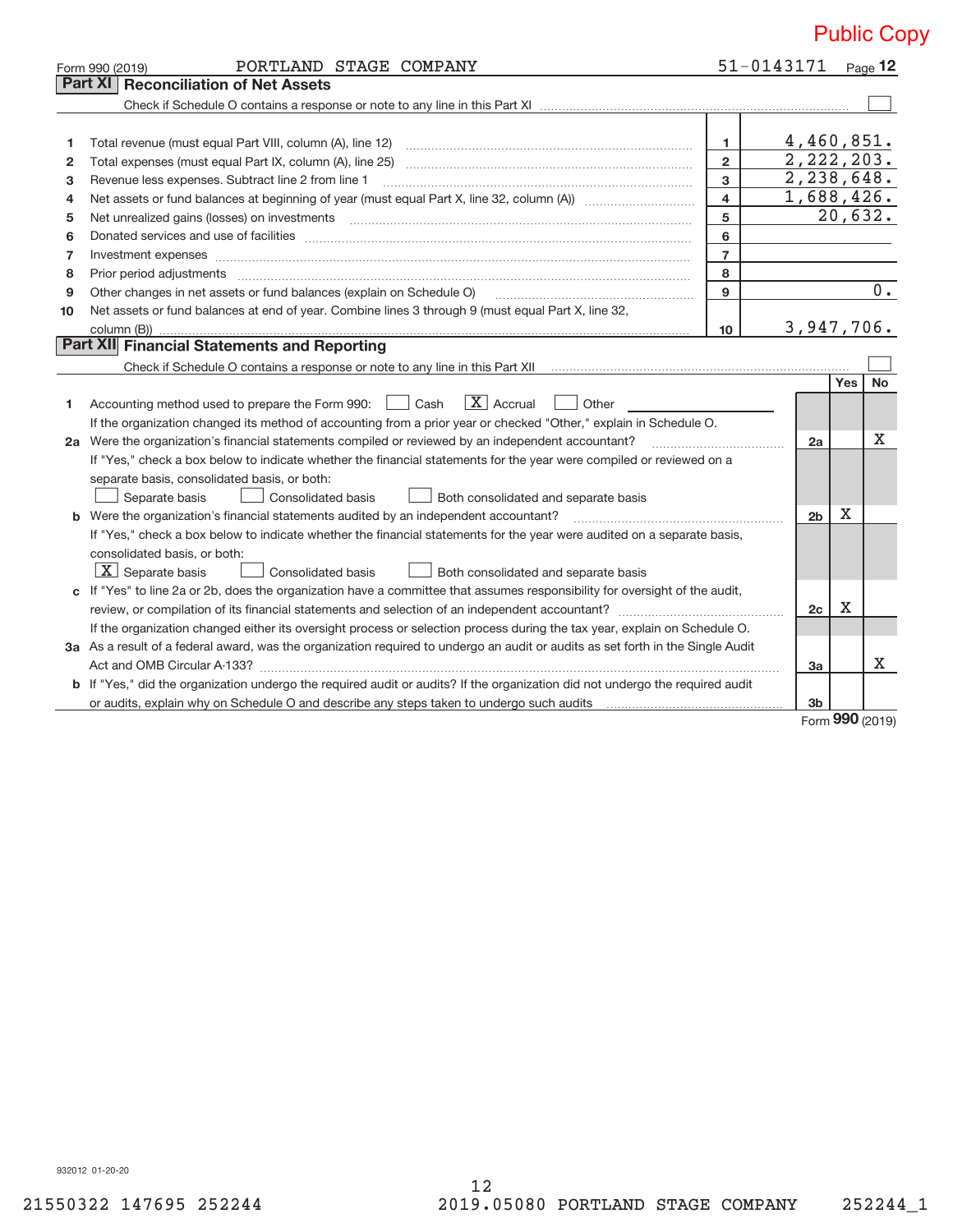Public Copy

Form 990 (2019) PORTLAND STAGE COMPANY 51-0143171

## Part XI Reconciliation of Net Assets

Check if Schedule O contains a response or note to any line in this Part XI ☐

| | | | |
|---|---|---|---|
| 1 | Total revenue (must equal Part VIII, column (A), line 12) | 1 | 4,460,851. |
| 2 | Total expenses (must equal Part IX, column (A), line 25) | 2 | 2,222,203. |
| 3 | Revenue less expenses. Subtract line 2 from line 1 | 3 | 2,238,648. |
| 4 | Net assets or fund balances at beginning of year (must equal Part X, line 32, column (A)) | 4 | 1,688,426. |
| 5 | Net unrealized gains (losses) on investments | 5 | 20,632. |
| 6 | Donated services and use of facilities | 6 | |
| 7 | Investment expenses | 7 | |
| 8 | Prior period adjustments | 8 | |
| 9 | Other changes in net assets or fund balances (explain on Schedule O) | 9 | 0. |
| 10 | Net assets or fund balances at end of year. Combine lines 3 through 9 (must equal Part X, line 32, column (B)) | 10 | 3,947,706. |

## Part XII Financial Statements and Reporting

Check if Schedule O contains a response or note to any line in this Part XII ☐

| | | | Yes | No |
|---|---|---|---|---|
| 1 | Accounting method used to prepare the Form 990: ☐ Cash ☒ Accrual ☐ Other<br>If the organization changed its method of accounting from a prior year or checked "Other," explain in Schedule O. | | | |
| 2a | Were the organization's financial statements compiled or reviewed by an independent accountant?<br>If "Yes," check a box below to indicate whether the financial statements for the year were compiled or reviewed on a separate basis, consolidated basis, or both:<br>☐ Separate basis ☐ Consolidated basis ☐ Both consolidated and separate basis | 2a | | X |
| b | Were the organization's financial statements audited by an independent accountant?<br>If "Yes," check a box below to indicate whether the financial statements for the year were audited on a separate basis, consolidated basis, or both:<br>☒ Separate basis ☐ Consolidated basis ☐ Both consolidated and separate basis | 2b | X | |
| c | If "Yes" to line 2a or 2b, does the organization have a committee that assumes responsibility for oversight of the audit, review, or compilation of its financial statements and selection of an independent accountant?<br>If the organization changed either its oversight process or selection process during the tax year, explain on Schedule O. | 2c | X | |
| 3a | As a result of a federal award, was the organization required to undergo an audit or audits as set forth in the Single Audit Act and OMB Circular A-133? | 3a | | X |
| b | If "Yes," did the organization undergo the required audit or audits? If the organization did not undergo the required audit or audits, explain why on Schedule O and describe any steps taken to undergo such audits | 3b | | |

Form **990** (2019)

932012 01-20-20

21550322 147695 252244 2019.05080 PORTLAND STAGE COMPANY 252244_1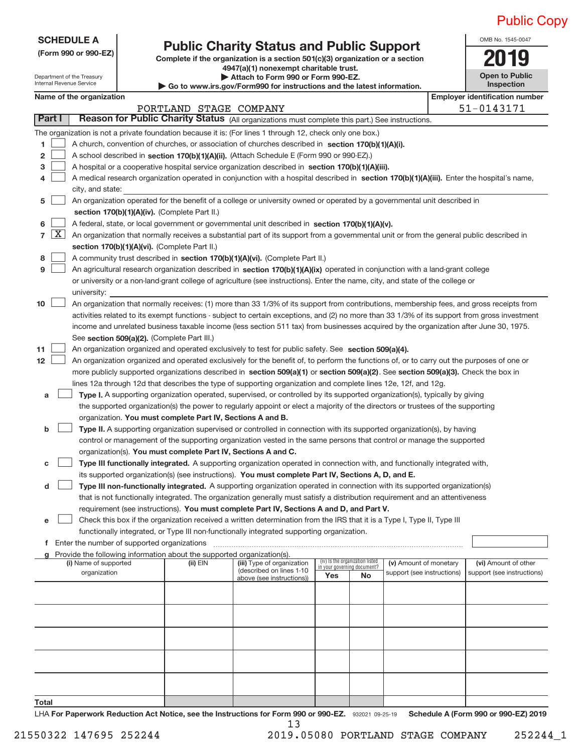Public Copy

**SCHEDULE A**
**(Form 990 or 990-EZ)**

Department of the Treasury
Internal Revenue Service

# Public Charity Status and Public Support

**Complete if the organization is a section 501(c)(3) organization or a section 4947(a)(1) nonexempt charitable trust.**
**▶ Attach to Form 990 or Form 990-EZ.**
**▶ Go to www.irs.gov/Form990 for instructions and the latest information.**

OMB No. 1545-0047
**2019**
**Open to Public Inspection**

**Name of the organization**: PORTLAND STAGE COMPANY
**Employer identification number**: 51-0143171

## Part I — Reason for Public Charity Status (All organizations must complete this part.) See instructions.

The organization is not a private foundation because it is: (For lines 1 through 12, check only one box.)

1. ☐ A church, convention of churches, or association of churches described in **section 170(b)(1)(A)(i).**
2. ☐ A school described in **section 170(b)(1)(A)(ii).** (Attach Schedule E (Form 990 or 990-EZ).)
3. ☐ A hospital or a cooperative hospital service organization described in **section 170(b)(1)(A)(iii).**
4. ☐ A medical research organization operated in conjunction with a hospital described in **section 170(b)(1)(A)(iii).** Enter the hospital's name, city, and state:
5. ☐ An organization operated for the benefit of a college or university owned or operated by a governmental unit described in **section 170(b)(1)(A)(iv).** (Complete Part II.)
6. ☐ A federal, state, or local government or governmental unit described in **section 170(b)(1)(A)(v).**
7. ☒ An organization that normally receives a substantial part of its support from a governmental unit or from the general public described in **section 170(b)(1)(A)(vi).** (Complete Part II.)
8. ☐ A community trust described in **section 170(b)(1)(A)(vi).** (Complete Part II.)
9. ☐ An agricultural research organization described in **section 170(b)(1)(A)(ix)** operated in conjunction with a land-grant college or university or a non-land-grant college of agriculture (see instructions). Enter the name, city, and state of the college or university:
10. ☐ An organization that normally receives: (1) more than 33 1/3% of its support from contributions, membership fees, and gross receipts from activities related to its exempt functions - subject to certain exceptions, and (2) no more than 33 1/3% of its support from gross investment income and unrelated business taxable income (less section 511 tax) from businesses acquired by the organization after June 30, 1975. See **section 509(a)(2).** (Complete Part III.)
11. ☐ An organization organized and operated exclusively to test for public safety. See **section 509(a)(4).**
12. ☐ An organization organized and operated exclusively for the benefit of, to perform the functions of, or to carry out the purposes of one or more publicly supported organizations described in **section 509(a)(1)** or **section 509(a)(2)**. See **section 509(a)(3).** Check the box in lines 12a through 12d that describes the type of supporting organization and complete lines 12e, 12f, and 12g.
   - **a** ☐ **Type I.** A supporting organization operated, supervised, or controlled by its supported organization(s), typically by giving the supported organization(s) the power to regularly appoint or elect a majority of the directors or trustees of the supporting organization. **You must complete Part IV, Sections A and B.**
   - **b** ☐ **Type II.** A supporting organization supervised or controlled in connection with its supported organization(s), by having control or management of the supporting organization vested in the same persons that control or manage the supported organization(s). **You must complete Part IV, Sections A and C.**
   - **c** ☐ **Type III functionally integrated.** A supporting organization operated in connection with, and functionally integrated with, its supported organization(s) (see instructions). **You must complete Part IV, Sections A, D, and E.**
   - **d** ☐ **Type III non-functionally integrated.** A supporting organization operated in connection with its supported organization(s) that is not functionally integrated. The organization generally must satisfy a distribution requirement and an attentiveness requirement (see instructions). **You must complete Part IV, Sections A and D, and Part V.**
   - **e** ☐ Check this box if the organization received a written determination from the IRS that it is a Type I, Type II, Type III functionally integrated, or Type III non-functionally integrated supporting organization.
   - **f** Enter the number of supported organizations
   - **g** Provide the following information about the supported organization(s).

| (i) Name of supported organization | (ii) EIN | (iii) Type of organization (described on lines 1-10 above (see instructions)) | (iv) Is the organization listed in your governing document? Yes | No | (v) Amount of monetary support (see instructions) | (vi) Amount of other support (see instructions) |
|---|---|---|---|---|---|---|
| | | | | | | |
| | | | | | | |
| | | | | | | |
| | | | | | | |
| | | | | | | |
| **Total** | | | | | | |

LHA **For Paperwork Reduction Act Notice, see the Instructions for Form 990 or 990-EZ.** 932021 09-25-19 **Schedule A (Form 990 or 990-EZ) 2019**

21550322 147695 252244 2019.05080 PORTLAND STAGE COMPANY 252244_1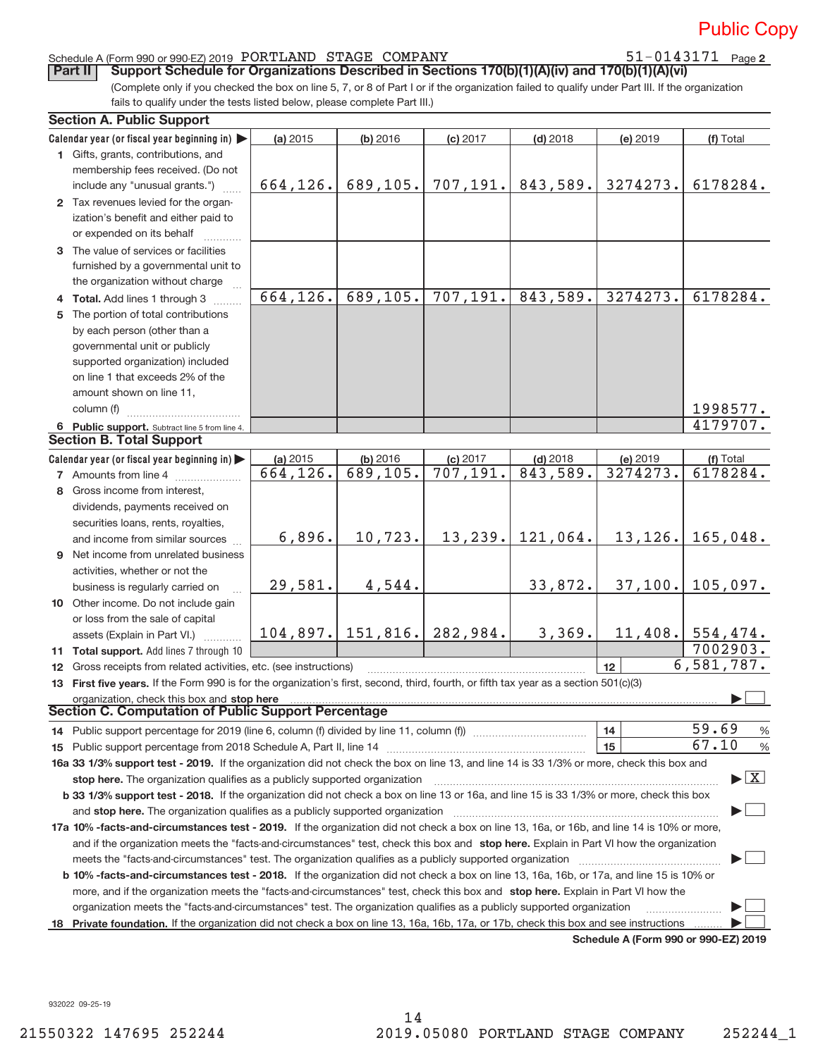Public Copy

Schedule A (Form 990 or 990-EZ) 2019 PORTLAND STAGE COMPANY 51-0143171 Page 2

**Part II** **Support Schedule for Organizations Described in Sections 170(b)(1)(A)(iv) and 170(b)(1)(A)(vi)**

(Complete only if you checked the box on line 5, 7, or 8 of Part I or if the organization failed to qualify under Part III. If the organization fails to qualify under the tests listed below, please complete Part III.)

## Section A. Public Support

| Calendar year (or fiscal year beginning in) ▶ | (a) 2015 | (b) 2016 | (c) 2017 | (d) 2018 | (e) 2019 | (f) Total |
|---|---|---|---|---|---|---|
| 1 Gifts, grants, contributions, and membership fees received. (Do not include any "unusual grants.") | 664,126. | 689,105. | 707,191. | 843,589. | 3274273. | 6178284. |
| 2 Tax revenues levied for the organization's benefit and either paid to or expended on its behalf | | | | | | |
| 3 The value of services or facilities furnished by a governmental unit to the organization without charge | | | | | | |
| 4 **Total.** Add lines 1 through 3 | 664,126. | 689,105. | 707,191. | 843,589. | 3274273. | 6178284. |
| 5 The portion of total contributions by each person (other than a governmental unit or publicly supported organization) included on line 1 that exceeds 2% of the amount shown on line 11, column (f) | | | | | | 1998577. |
| 6 **Public support.** Subtract line 5 from line 4. | | | | | | 4179707. |

## Section B. Total Support

| Calendar year (or fiscal year beginning in) ▶ | (a) 2015 | (b) 2016 | (c) 2017 | (d) 2018 | (e) 2019 | (f) Total |
|---|---|---|---|---|---|---|
| 7 Amounts from line 4 | 664,126. | 689,105. | 707,191. | 843,589. | 3274273. | 6178284. |
| 8 Gross income from interest, dividends, payments received on securities loans, rents, royalties, and income from similar sources | 6,896. | 10,723. | 13,239. | 121,064. | 13,126. | 165,048. |
| 9 Net income from unrelated business activities, whether or not the business is regularly carried on | 29,581. | 4,544. | | 33,872. | 37,100. | 105,097. |
| 10 Other income. Do not include gain or loss from the sale of capital assets (Explain in Part VI.) | 104,897. | 151,816. | 282,984. | 3,369. | 11,408. | 554,474. |
| 11 **Total support.** Add lines 7 through 10 | | | | | | 7002903. |

12 Gross receipts from related activities, etc. (see instructions) | 12 | 6,581,787.

13 **First five years.** If the Form 990 is for the organization's first, second, third, fourth, or fifth tax year as a section 501(c)(3) organization, check this box and **stop here** ▶ ☐

## Section C. Computation of Public Support Percentage

14 Public support percentage for 2019 (line 6, column (f) divided by line 11, column (f)) | 14 | 59.69 %

15 Public support percentage from 2018 Schedule A, Part II, line 14 | 15 | 67.10 %

16a **33 1/3% support test - 2019.** If the organization did not check the box on line 13, and line 14 is 33 1/3% or more, check this box and **stop here.** The organization qualifies as a publicly supported organization ▶ ☒

b **33 1/3% support test - 2018.** If the organization did not check a box on line 13 or 16a, and line 15 is 33 1/3% or more, check this box and **stop here.** The organization qualifies as a publicly supported organization ▶ ☐

17a **10% -facts-and-circumstances test - 2019.** If the organization did not check a box on line 13, 16a, or 16b, and line 14 is 10% or more, and if the organization meets the "facts-and-circumstances" test, check this box and **stop here.** Explain in Part VI how the organization meets the "facts-and-circumstances" test. The organization qualifies as a publicly supported organization ▶ ☐

b **10% -facts-and-circumstances test - 2018.** If the organization did not check a box on line 13, 16a, 16b, or 17a, and line 15 is 10% or more, and if the organization meets the "facts-and-circumstances" test, check this box and **stop here.** Explain in Part VI how the organization meets the "facts-and-circumstances" test. The organization qualifies as a publicly supported organization ▶ ☐

18 **Private foundation.** If the organization did not check a box on line 13, 16a, 16b, 17a, or 17b, check this box and see instructions ▶ ☐

**Schedule A (Form 990 or 990-EZ) 2019**

932022 09-25-19

21550322 147695 252244 2019.05080 PORTLAND STAGE COMPANY 252244_1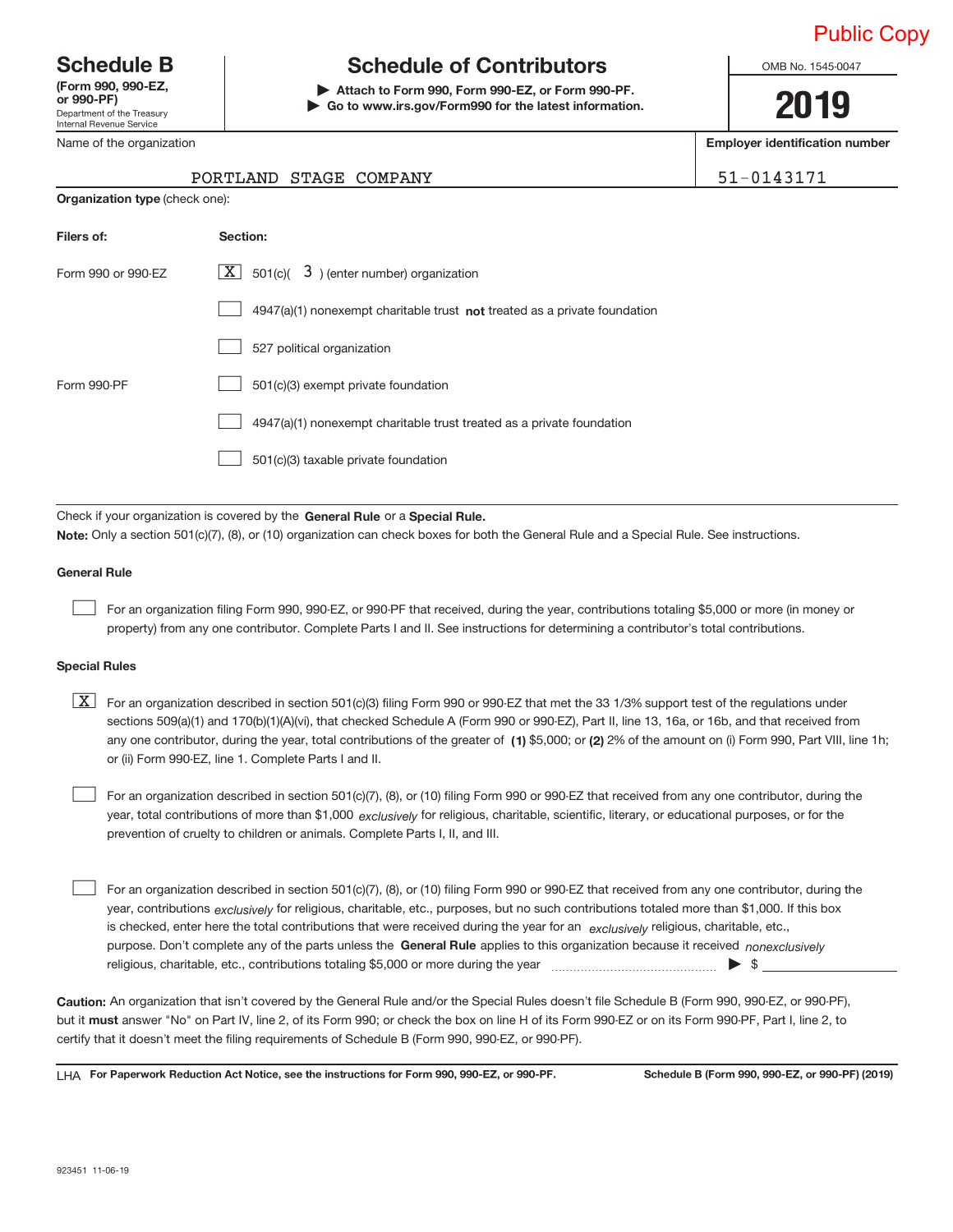Public Copy

# Schedule B
**(Form 990, 990-EZ, or 990-PF)**
Department of the Treasury
Internal Revenue Service

# Schedule of Contributors

▶ **Attach to Form 990, Form 990-EZ, or Form 990-PF.**
▶ **Go to www.irs.gov/Form990 for the latest information.**

OMB No. 1545-0047

**2019**

Name of the organization: PORTLAND STAGE COMPANY

**Employer identification number:** 51-0143171

**Organization type** (check one):

| **Filers of:** | **Section:** |
|---|---|
| Form 990 or 990-EZ | [X] 501(c)( 3 ) (enter number) organization |
| | [ ] 4947(a)(1) nonexempt charitable trust **not** treated as a private foundation |
| | [ ] 527 political organization |
| Form 990-PF | [ ] 501(c)(3) exempt private foundation |
| | [ ] 4947(a)(1) nonexempt charitable trust treated as a private foundation |
| | [ ] 501(c)(3) taxable private foundation |

Check if your organization is covered by the **General Rule** or a **Special Rule.**

**Note:** Only a section 501(c)(7), (8), or (10) organization can check boxes for both the General Rule and a Special Rule. See instructions.

### General Rule

[ ] For an organization filing Form 990, 990-EZ, or 990-PF that received, during the year, contributions totaling $5,000 or more (in money or property) from any one contributor. Complete Parts I and II. See instructions for determining a contributor's total contributions.

### Special Rules

[X] For an organization described in section 501(c)(3) filing Form 990 or 990-EZ that met the 33 1/3% support test of the regulations under sections 509(a)(1) and 170(b)(1)(A)(vi), that checked Schedule A (Form 990 or 990-EZ), Part II, line 13, 16a, or 16b, and that received from any one contributor, during the year, total contributions of the greater of **(1)** $5,000; or **(2)** 2% of the amount on (i) Form 990, Part VIII, line 1h; or (ii) Form 990-EZ, line 1. Complete Parts I and II.

[ ] For an organization described in section 501(c)(7), (8), or (10) filing Form 990 or 990-EZ that received from any one contributor, during the year, total contributions of more than $1,000 *exclusively* for religious, charitable, scientific, literary, or educational purposes, or for the prevention of cruelty to children or animals. Complete Parts I, II, and III.

[ ] For an organization described in section 501(c)(7), (8), or (10) filing Form 990 or 990-EZ that received from any one contributor, during the year, contributions *exclusively* for religious, charitable, etc., purposes, but no such contributions totaled more than $1,000. If this box is checked, enter here the total contributions that were received during the year for an *exclusively* religious, charitable, etc., purpose. Don't complete any of the parts unless the **General Rule** applies to this organization because it received *nonexclusively* religious, charitable, etc., contributions totaling $5,000 or more during the year ▶ $ ____________

**Caution:** An organization that isn't covered by the General Rule and/or the Special Rules doesn't file Schedule B (Form 990, 990-EZ, or 990-PF), but it **must** answer "No" on Part IV, line 2, of its Form 990; or check the box on line H of its Form 990-EZ or on its Form 990-PF, Part I, line 2, to certify that it doesn't meet the filing requirements of Schedule B (Form 990, 990-EZ, or 990-PF).

LHA **For Paperwork Reduction Act Notice, see the instructions for Form 990, 990-EZ, or 990-PF.** **Schedule B (Form 990, 990-EZ, or 990-PF) (2019)**

923451 11-06-19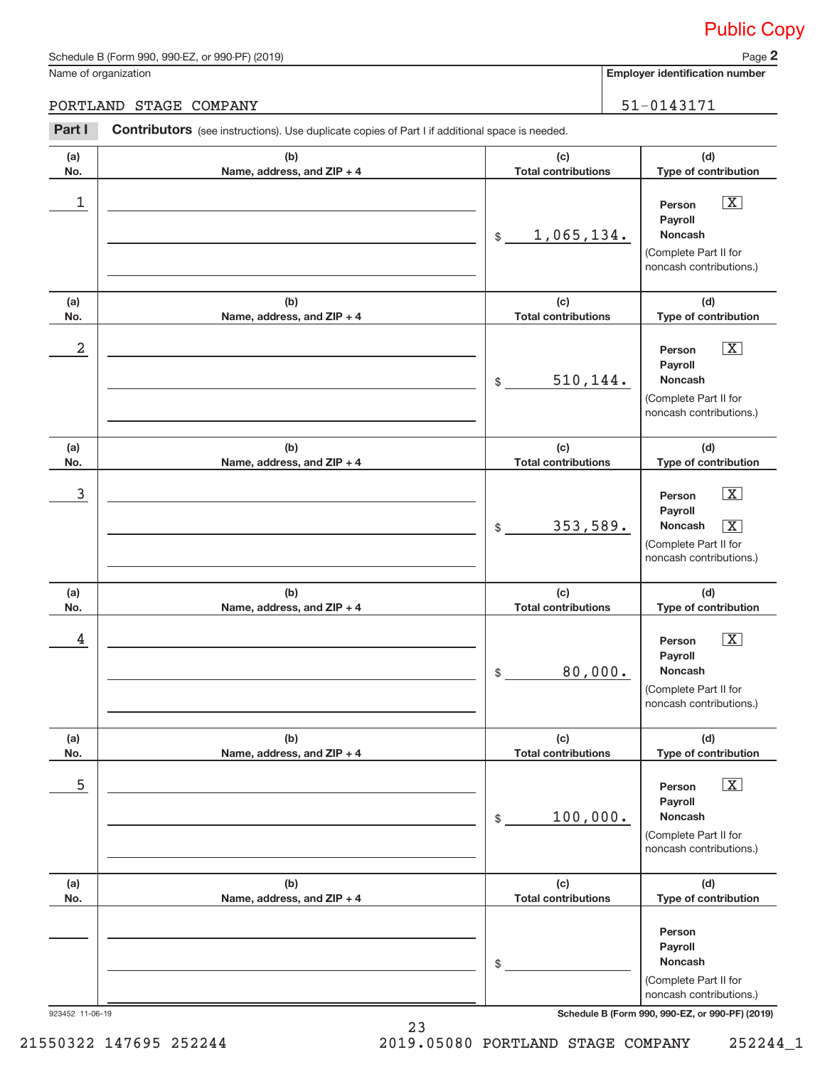Public Copy

Schedule B (Form 990, 990-EZ, or 990-PF) (2019)

Name of organization: PORTLAND STAGE COMPANY

Employer identification number: 51-0143171

## Part I Contributors (see instructions). Use duplicate copies of Part I if additional space is needed.

| (a) No. | (b) Name, address, and ZIP + 4 | (c) Total contributions | (d) Type of contribution |
|---|---|---|---|
| 1 | | $ 1,065,134. | Person [X] Payroll [ ] Noncash [ ] (Complete Part II for noncash contributions.) |
| 2 | | $ 510,144. | Person [X] Payroll [ ] Noncash [ ] (Complete Part II for noncash contributions.) |
| 3 | | $ 353,589. | Person [X] Payroll [ ] Noncash [X] (Complete Part II for noncash contributions.) |
| 4 | | $ 80,000. | Person [X] Payroll [ ] Noncash [ ] (Complete Part II for noncash contributions.) |
| 5 | | $ 100,000. | Person [X] Payroll [ ] Noncash [ ] (Complete Part II for noncash contributions.) |
| | | $ | Person [ ] Payroll [ ] Noncash [ ] (Complete Part II for noncash contributions.) |

923452 11-06-19

Schedule B (Form 990, 990-EZ, or 990-PF) (2019)

21550322 147695 252244 2019.05080 PORTLAND STAGE COMPANY 252244_1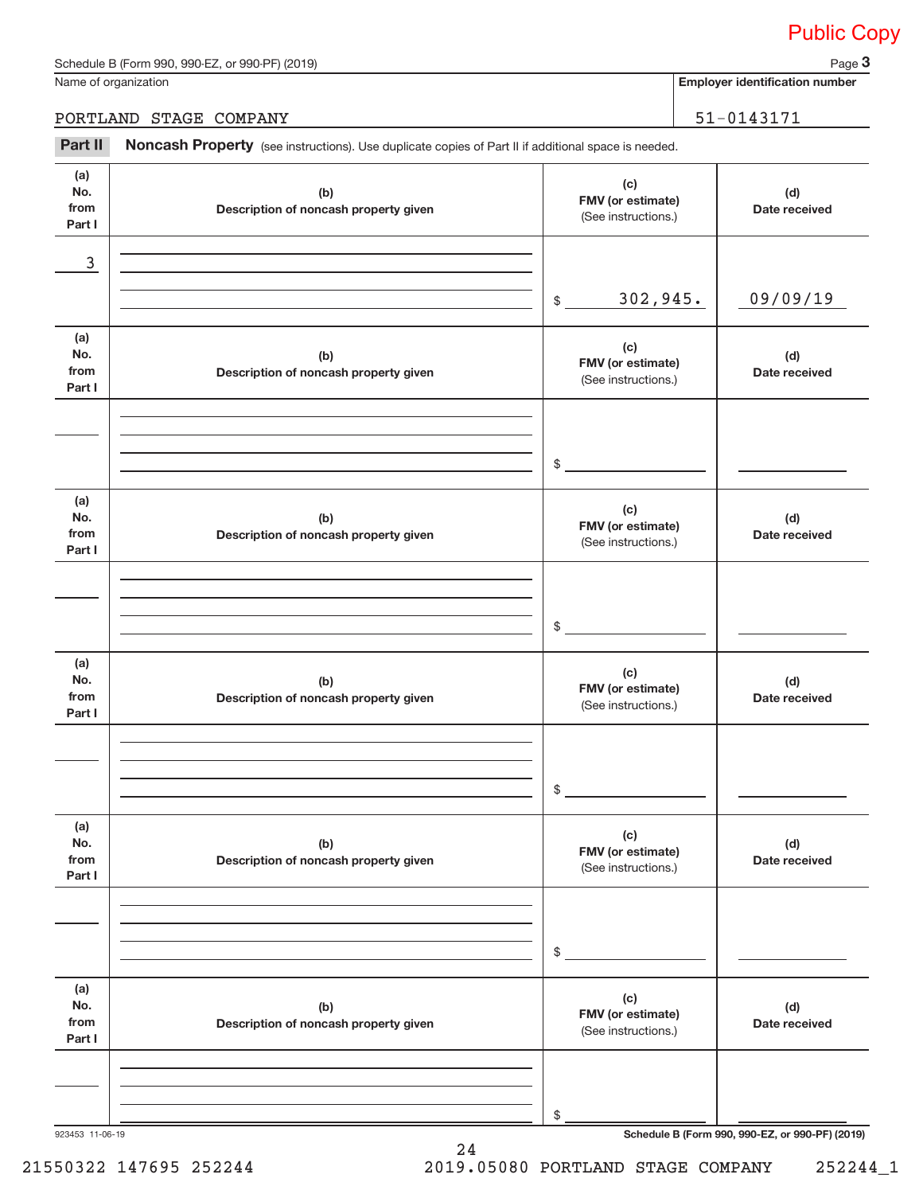Public Copy

Schedule B (Form 990, 990-EZ, or 990-PF) (2019) Page **3**

| Name of organization | Employer identification number |
|---|---|
| PORTLAND STAGE COMPANY | 51-0143171 |

**Part II** **Noncash Property** (see instructions). Use duplicate copies of Part II if additional space is needed.

| (a) No. from Part I | (b) Description of noncash property given | (c) FMV (or estimate) (See instructions.) | (d) Date received |
|---|---|---|---|
| 3 | | $ 302,945. | 09/09/19 |
| | | $ | |
| | | $ | |
| | | $ | |
| | | $ | |
| | | $ | |

923453 11-06-19 Schedule B (Form 990, 990-EZ, or 990-PF) (2019)

21550322 147695 252244 2019.05080 PORTLAND STAGE COMPANY 252244_1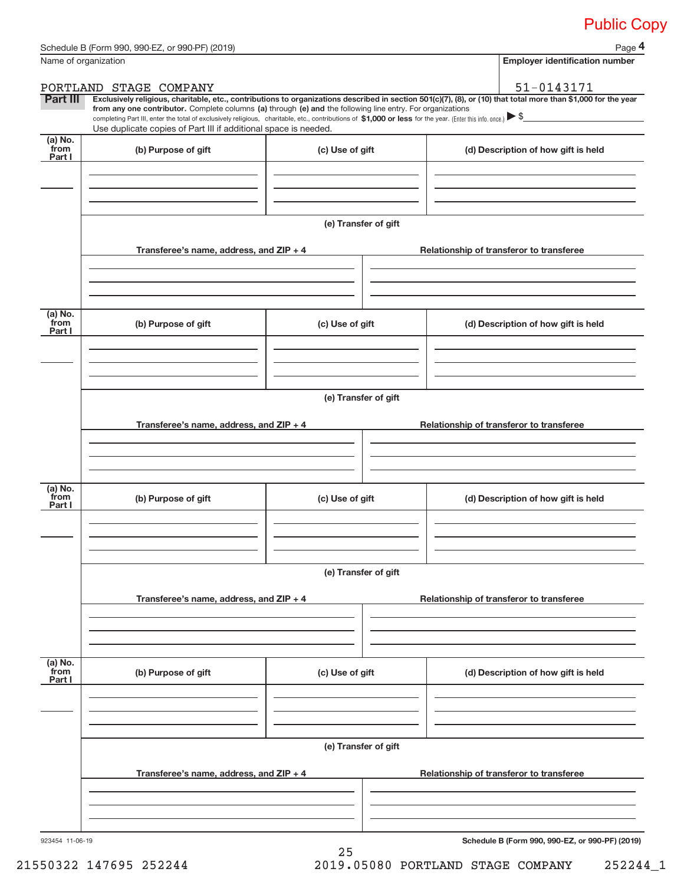Public Copy

Schedule B (Form 990, 990-EZ, or 990-PF) (2019) Page **4**

| Name of organization | Employer identification number |
|---|---|
| PORTLAND STAGE COMPANY | 51-0143171 |

**Part III** **Exclusively religious, charitable, etc., contributions to organizations described in section 501(c)(7), (8), or (10) that total more than $1,000 for the year from any one contributor.** Complete columns **(a)** through **(e) and** the following line entry. For organizations completing Part III, enter the total of exclusively religious, charitable, etc., contributions of **$1,000 or less** for the year. (Enter this info. once.) ▶ $

Use duplicate copies of Part III if additional space is needed.

| (a) No. from Part I | (b) Purpose of gift | (c) Use of gift | (d) Description of how gift is held |
|---|---|---|---|
| | | | |

**(e) Transfer of gift**

| Transferee's name, address, and ZIP + 4 | Relationship of transferor to transferee |
|---|---|
| | |

| (a) No. from Part I | (b) Purpose of gift | (c) Use of gift | (d) Description of how gift is held |
|---|---|---|---|
| | | | |

**(e) Transfer of gift**

| Transferee's name, address, and ZIP + 4 | Relationship of transferor to transferee |
|---|---|
| | |

| (a) No. from Part I | (b) Purpose of gift | (c) Use of gift | (d) Description of how gift is held |
|---|---|---|---|
| | | | |

**(e) Transfer of gift**

| Transferee's name, address, and ZIP + 4 | Relationship of transferor to transferee |
|---|---|
| | |

| (a) No. from Part I | (b) Purpose of gift | (c) Use of gift | (d) Description of how gift is held |
|---|---|---|---|
| | | | |

**(e) Transfer of gift**

| Transferee's name, address, and ZIP + 4 | Relationship of transferor to transferee |
|---|---|
| | |

923454 11-06-19 **Schedule B (Form 990, 990-EZ, or 990-PF) (2019)**

21550322 147695 252244 2019.05080 PORTLAND STAGE COMPANY 252244_1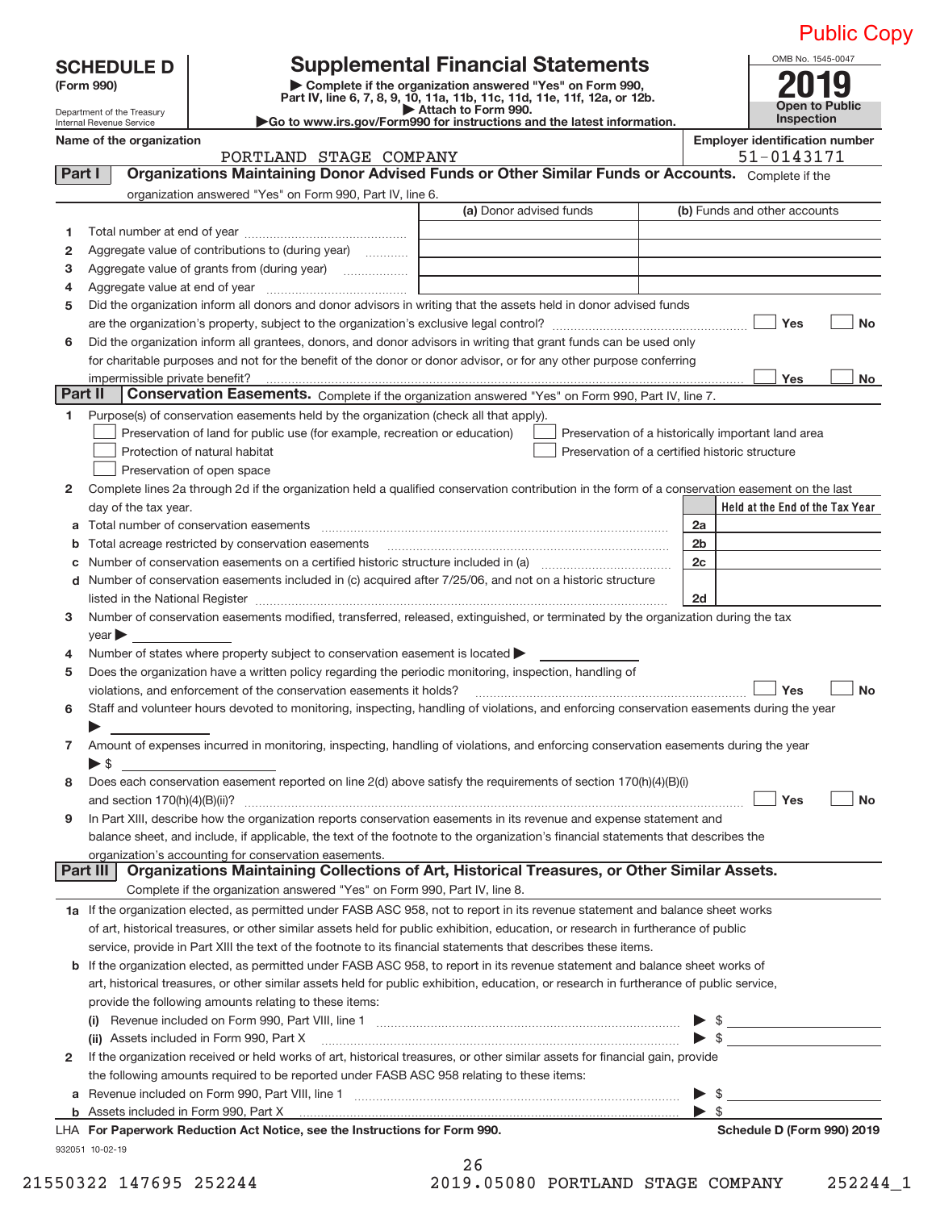Public Copy

# SCHEDULE D (Form 990)

Department of the Treasury
Internal Revenue Service

## Supplemental Financial Statements

▶ Complete if the organization answered "Yes" on Form 990, Part IV, line 6, 7, 8, 9, 10, 11a, 11b, 11c, 11d, 11e, 11f, 12a, or 12b.
▶ Attach to Form 990.
▶Go to www.irs.gov/Form990 for instructions and the latest information.

OMB No. 1545-0047

**2019**

**Open to Public Inspection**

**Name of the organization**
PORTLAND STAGE COMPANY

**Employer identification number**
51-0143171

### Part I Organizations Maintaining Donor Advised Funds or Other Similar Funds or Accounts.

Complete if the organization answered "Yes" on Form 990, Part IV, line 6.

| | | (a) Donor advised funds | (b) Funds and other accounts |
|---|---|---|---|
| 1 | Total number at end of year | | |
| 2 | Aggregate value of contributions to (during year) | | |
| 3 | Aggregate value of grants from (during year) | | |
| 4 | Aggregate value at end of year | | |

5 Did the organization inform all donors and donor advisors in writing that the assets held in donor advised funds are the organization's property, subject to the organization's exclusive legal control? ☐ Yes ☐ No

6 Did the organization inform all grantees, donors, and donor advisors in writing that grant funds can be used only for charitable purposes and not for the benefit of the donor or donor advisor, or for any other purpose conferring impermissible private benefit? ☐ Yes ☐ No

### Part II Conservation Easements.

Complete if the organization answered "Yes" on Form 990, Part IV, line 7.

1 Purpose(s) of conservation easements held by the organization (check all that apply).

☐ Preservation of land for public use (for example, recreation or education)
☐ Protection of natural habitat
☐ Preservation of open space
☐ Preservation of a historically important land area
☐ Preservation of a certified historic structure

2 Complete lines 2a through 2d if the organization held a qualified conservation contribution in the form of a conservation easement on the last day of the tax year.

| | | | Held at the End of the Tax Year |
|---|---|---|---|
| a | Total number of conservation easements | 2a | |
| b | Total acreage restricted by conservation easements | 2b | |
| c | Number of conservation easements on a certified historic structure included in (a) | 2c | |
| d | Number of conservation easements included in (c) acquired after 7/25/06, and not on a historic structure listed in the National Register | 2d | |

3 Number of conservation easements modified, transferred, released, extinguished, or terminated by the organization during the tax year ▶

4 Number of states where property subject to conservation easement is located ▶

5 Does the organization have a written policy regarding the periodic monitoring, inspection, handling of violations, and enforcement of the conservation easements it holds? ☐ Yes ☐ No

6 Staff and volunteer hours devoted to monitoring, inspecting, handling of violations, and enforcing conservation easements during the year ▶

7 Amount of expenses incurred in monitoring, inspecting, handling of violations, and enforcing conservation easements during the year ▶ $

8 Does each conservation easement reported on line 2(d) above satisfy the requirements of section 170(h)(4)(B)(i) and section 170(h)(4)(B)(ii)? ☐ Yes ☐ No

9 In Part XIII, describe how the organization reports conservation easements in its revenue and expense statement and balance sheet, and include, if applicable, the text of the footnote to the organization's financial statements that describes the organization's accounting for conservation easements.

### Part III Organizations Maintaining Collections of Art, Historical Treasures, or Other Similar Assets.

Complete if the organization answered "Yes" on Form 990, Part IV, line 8.

1a If the organization elected, as permitted under FASB ASC 958, not to report in its revenue statement and balance sheet works of art, historical treasures, or other similar assets held for public exhibition, education, or research in furtherance of public service, provide in Part XIII the text of the footnote to its financial statements that describes these items.

b If the organization elected, as permitted under FASB ASC 958, to report in its revenue statement and balance sheet works of art, historical treasures, or other similar assets held for public exhibition, education, or research in furtherance of public service, provide the following amounts relating to these items:

(i) Revenue included on Form 990, Part VIII, line 1 ▶ $

(ii) Assets included in Form 990, Part X ▶ $

2 If the organization received or held works of art, historical treasures, or other similar assets for financial gain, provide the following amounts required to be reported under FASB ASC 958 relating to these items:

a Revenue included on Form 990, Part VIII, line 1 ▶ $

b Assets included in Form 990, Part X ▶ $

LHA **For Paperwork Reduction Act Notice, see the Instructions for Form 990.** **Schedule D (Form 990) 2019**

932051 10-02-19

21550322 147695 252244 2019.05080 PORTLAND STAGE COMPANY 252244_1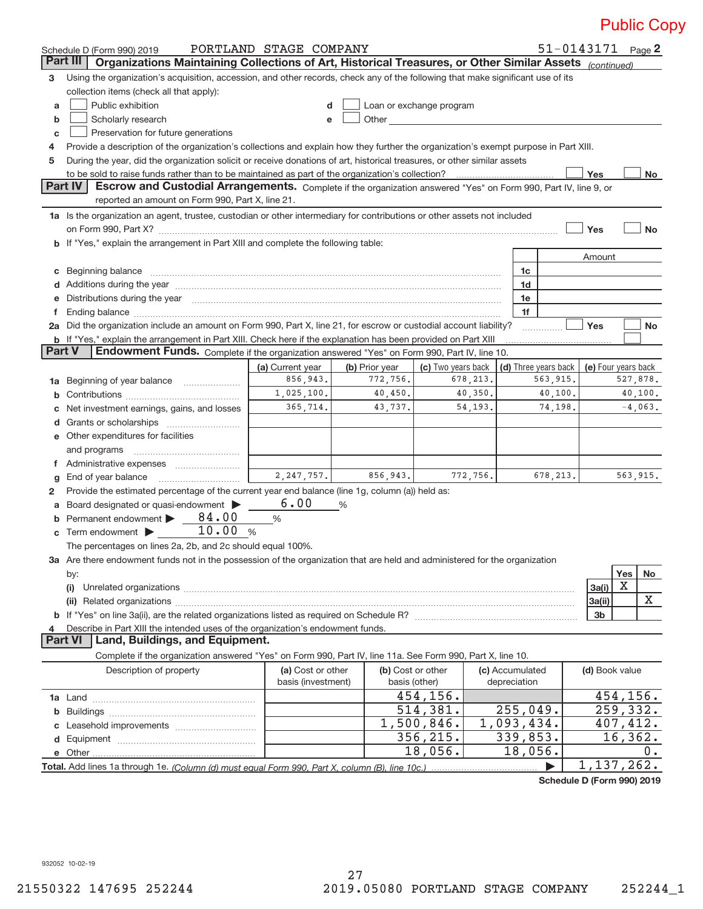Public Copy

Schedule D (Form 990) 2019 PORTLAND STAGE COMPANY 51-0143171 Page 2

## Part III Organizations Maintaining Collections of Art, Historical Treasures, or Other Similar Assets *(continued)*

3 Using the organization's acquisition, accession, and other records, check any of the following that make significant use of its collection items (check all that apply):

- a ☐ Public exhibition
- b ☐ Scholarly research
- c ☐ Preservation for future generations
- d ☐ Loan or exchange program
- e ☐ Other

4 Provide a description of the organization's collections and explain how they further the organization's exempt purpose in Part XIII.

5 During the year, did the organization solicit or receive donations of art, historical treasures, or other similar assets to be sold to raise funds rather than to be maintained as part of the organization's collection? ☐ Yes ☐ No

## Part IV Escrow and Custodial Arrangements.

Complete if the organization answered "Yes" on Form 990, Part IV, line 9, or reported an amount on Form 990, Part X, line 21.

1a Is the organization an agent, trustee, custodian or other intermediary for contributions or other assets not included on Form 990, Part X? ☐ Yes ☐ No

b If "Yes," explain the arrangement in Part XIII and complete the following table:

| | | Amount |
|---|---|---|
| c Beginning balance | 1c | |
| d Additions during the year | 1d | |
| e Distributions during the year | 1e | |
| f Ending balance | 1f | |

2a Did the organization include an amount on Form 990, Part X, line 21, for escrow or custodial account liability? ☐ Yes ☐ No

b If "Yes," explain the arrangement in Part XIII. Check here if the explanation has been provided on Part XIII ☐

## Part V Endowment Funds.

Complete if the organization answered "Yes" on Form 990, Part IV, line 10.

| | (a) Current year | (b) Prior year | (c) Two years back | (d) Three years back | (e) Four years back |
|---|---|---|---|---|---|
| 1a Beginning of year balance | 856,943. | 772,756. | 678,213. | 563,915. | 527,878. |
| b Contributions | 1,025,100. | 40,450. | 40,350. | 40,100. | 40,100. |
| c Net investment earnings, gains, and losses | 365,714. | 43,737. | 54,193. | 74,198. | -4,063. |
| d Grants or scholarships | | | | | |
| e Other expenditures for facilities and programs | | | | | |
| f Administrative expenses | | | | | |
| g End of year balance | 2,247,757. | 856,943. | 772,756. | 678,213. | 563,915. |

2 Provide the estimated percentage of the current year end balance (line 1g, column (a)) held as:

- a Board designated or quasi-endowment ▶ 6.00 %
- b Permanent endowment ▶ 84.00 %
- c Term endowment ▶ 10.00 %

The percentages on lines 2a, 2b, and 2c should equal 100%.

3a Are there endowment funds not in the possession of the organization that are held and administered for the organization by:

| | | Yes | No |
|---|---|---|---|
| (i) Unrelated organizations | 3a(i) | X | |
| (ii) Related organizations | 3a(ii) | | X |
| b If "Yes" on line 3a(ii), are the related organizations listed as required on Schedule R? | 3b | | |

4 Describe in Part XIII the intended uses of the organization's endowment funds.

## Part VI Land, Buildings, and Equipment.

Complete if the organization answered "Yes" on Form 990, Part IV, line 11a. See Form 990, Part X, line 10.

| Description of property | (a) Cost or other basis (investment) | (b) Cost or other basis (other) | (c) Accumulated depreciation | (d) Book value |
|---|---|---|---|---|
| 1a Land | | 454,156. | | 454,156. |
| b Buildings | | 514,381. | 255,049. | 259,332. |
| c Leasehold improvements | | 1,500,846. | 1,093,434. | 407,412. |
| d Equipment | | 356,215. | 339,853. | 16,362. |
| e Other | | 18,056. | 18,056. | 0. |
| **Total.** Add lines 1a through 1e. *(Column (d) must equal Form 990, Part X, column (B), line 10c.)* ▶ | | | | 1,137,262. |

**Schedule D (Form 990) 2019**

932052 10-02-19

21550322 147695 252244 2019.05080 PORTLAND STAGE COMPANY 252244_1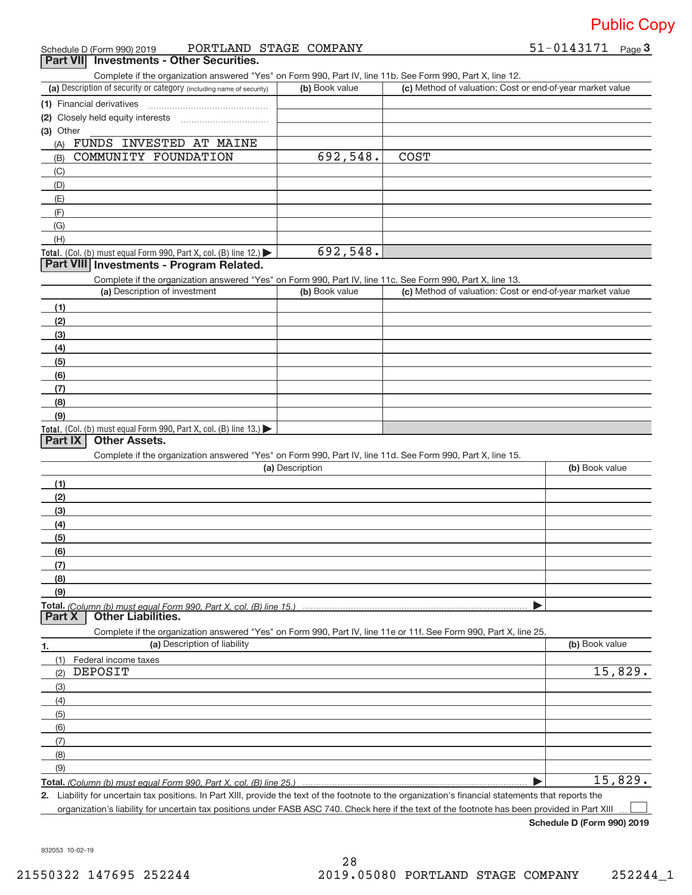Public Copy

Schedule D (Form 990) 2019 PORTLAND STAGE COMPANY 51-0143171

## Part VII Investments - Other Securities.

Complete if the organization answered "Yes" on Form 990, Part IV, line 11b. See Form 990, Part X, line 12.

| (a) Description of security or category (including name of security) | (b) Book value | (c) Method of valuation: Cost or end-of-year market value |
|---|---|---|
| (1) Financial derivatives | | |
| (2) Closely held equity interests | | |
| (3) Other | | |
| (A) FUNDS INVESTED AT MAINE | | |
| (B) COMMUNITY FOUNDATION | 692,548. | COST |
| (C) | | |
| (D) | | |
| (E) | | |
| (F) | | |
| (G) | | |
| (H) | | |
| Total. (Col. (b) must equal Form 990, Part X, col. (B) line 12.) ▶ | 692,548. | |

## Part VIII Investments - Program Related.

Complete if the organization answered "Yes" on Form 990, Part IV, line 11c. See Form 990, Part X, line 13.

| (a) Description of investment | (b) Book value | (c) Method of valuation: Cost or end-of-year market value |
|---|---|---|
| (1) | | |
| (2) | | |
| (3) | | |
| (4) | | |
| (5) | | |
| (6) | | |
| (7) | | |
| (8) | | |
| (9) | | |
| Total. (Col. (b) must equal Form 990, Part X, col. (B) line 13.) ▶ | | |

## Part IX Other Assets.

Complete if the organization answered "Yes" on Form 990, Part IV, line 11d. See Form 990, Part X, line 15.

| (a) Description | (b) Book value |
|---|---|
| (1) | |
| (2) | |
| (3) | |
| (4) | |
| (5) | |
| (6) | |
| (7) | |
| (8) | |
| (9) | |
| Total. (Column (b) must equal Form 990, Part X, col. (B) line 15.) ▶ | |

## Part X Other Liabilities.

Complete if the organization answered "Yes" on Form 990, Part IV, line 11e or 11f. See Form 990, Part X, line 25.

| 1. (a) Description of liability | (b) Book value |
|---|---|
| (1) Federal income taxes | |
| (2) DEPOSIT | 15,829. |
| (3) | |
| (4) | |
| (5) | |
| (6) | |
| (7) | |
| (8) | |
| (9) | |
| Total. (Column (b) must equal Form 990, Part X, col. (B) line 25.) ▶ | 15,829. |

2. Liability for uncertain tax positions. In Part XIII, provide the text of the footnote to the organization's financial statements that reports the organization's liability for uncertain tax positions under FASB ASC 740. Check here if the text of the footnote has been provided in Part XIII ☐

Schedule D (Form 990) 2019

932053 10-02-19

21550322 147695 252244 2019.05080 PORTLAND STAGE COMPANY 252244_1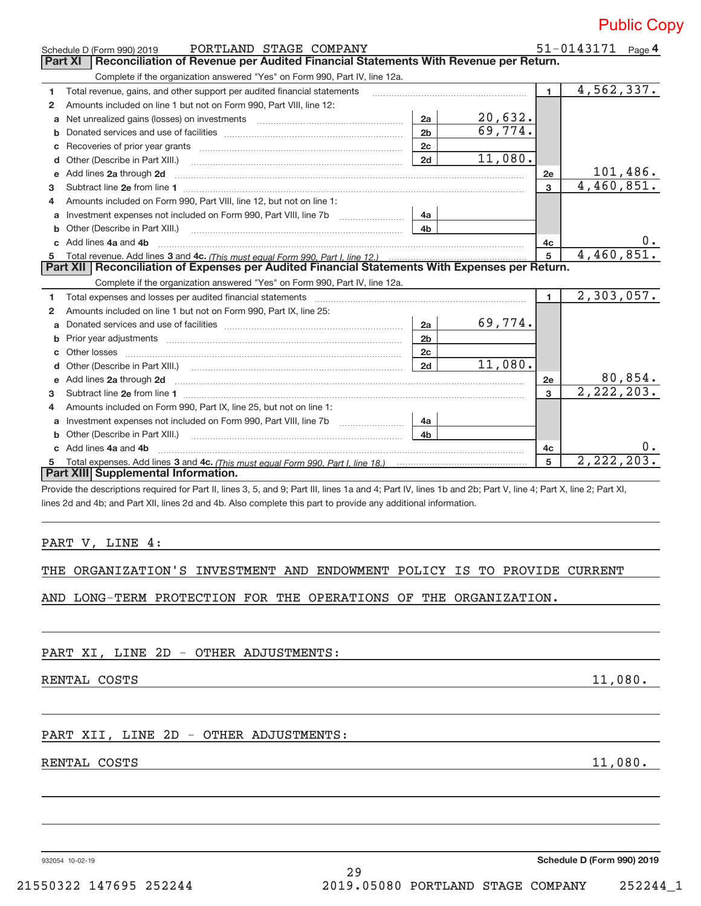Public Copy

Schedule D (Form 990) 2019 PORTLAND STAGE COMPANY 51-0143171 Page 4

## Part XI Reconciliation of Revenue per Audited Financial Statements With Revenue per Return.

Complete if the organization answered "Yes" on Form 990, Part IV, line 12a.

| | | | | | |
|---|---|---|---|---|---|
| 1 | Total revenue, gains, and other support per audited financial statements | | | 1 | 4,562,337. |
| 2 | Amounts included on line 1 but not on Form 990, Part VIII, line 12: | | | | |
| a | Net unrealized gains (losses) on investments | 2a | 20,632. | | |
| b | Donated services and use of facilities | 2b | 69,774. | | |
| c | Recoveries of prior year grants | 2c | | | |
| d | Other (Describe in Part XIII.) | 2d | 11,080. | | |
| e | Add lines 2a through 2d | | | 2e | 101,486. |
| 3 | Subtract line 2e from line 1 | | | 3 | 4,460,851. |
| 4 | Amounts included on Form 990, Part VIII, line 12, but not on line 1: | | | | |
| a | Investment expenses not included on Form 990, Part VIII, line 7b | 4a | | | |
| b | Other (Describe in Part XIII.) | 4b | | | |
| c | Add lines 4a and 4b | | | 4c | 0. |
| 5 | Total revenue. Add lines 3 and 4c. *(This must equal Form 990, Part I, line 12.)* | | | 5 | 4,460,851. |

## Part XII Reconciliation of Expenses per Audited Financial Statements With Expenses per Return.

Complete if the organization answered "Yes" on Form 990, Part IV, line 12a.

| | | | | | |
|---|---|---|---|---|---|
| 1 | Total expenses and losses per audited financial statements | | | 1 | 2,303,057. |
| 2 | Amounts included on line 1 but not on Form 990, Part IX, line 25: | | | | |
| a | Donated services and use of facilities | 2a | 69,774. | | |
| b | Prior year adjustments | 2b | | | |
| c | Other losses | 2c | | | |
| d | Other (Describe in Part XIII.) | 2d | 11,080. | | |
| e | Add lines 2a through 2d | | | 2e | 80,854. |
| 3 | Subtract line 2e from line 1 | | | 3 | 2,222,203. |
| 4 | Amounts included on Form 990, Part IX, line 25, but not on line 1: | | | | |
| a | Investment expenses not included on Form 990, Part VIII, line 7b | 4a | | | |
| b | Other (Describe in Part XIII.) | 4b | | | |
| c | Add lines 4a and 4b | | | 4c | 0. |
| 5 | Total expenses. Add lines 3 and 4c. *(This must equal Form 990, Part I, line 18.)* | | | 5 | 2,222,203. |

## Part XIII Supplemental Information.

Provide the descriptions required for Part II, lines 3, 5, and 9; Part III, lines 1a and 4; Part IV, lines 1b and 2b; Part V, line 4; Part X, line 2; Part XI, lines 2d and 4b; and Part XII, lines 2d and 4b. Also complete this part to provide any additional information.

PART V, LINE 4:

THE ORGANIZATION'S INVESTMENT AND ENDOWMENT POLICY IS TO PROVIDE CURRENT AND LONG-TERM PROTECTION FOR THE OPERATIONS OF THE ORGANIZATION.

PART XI, LINE 2D - OTHER ADJUSTMENTS:

RENTAL COSTS 11,080.

PART XII, LINE 2D - OTHER ADJUSTMENTS:

RENTAL COSTS 11,080.

932054 10-02-19 Schedule D (Form 990) 2019

21550322 147695 252244 2019.05080 PORTLAND STAGE COMPANY 252244_1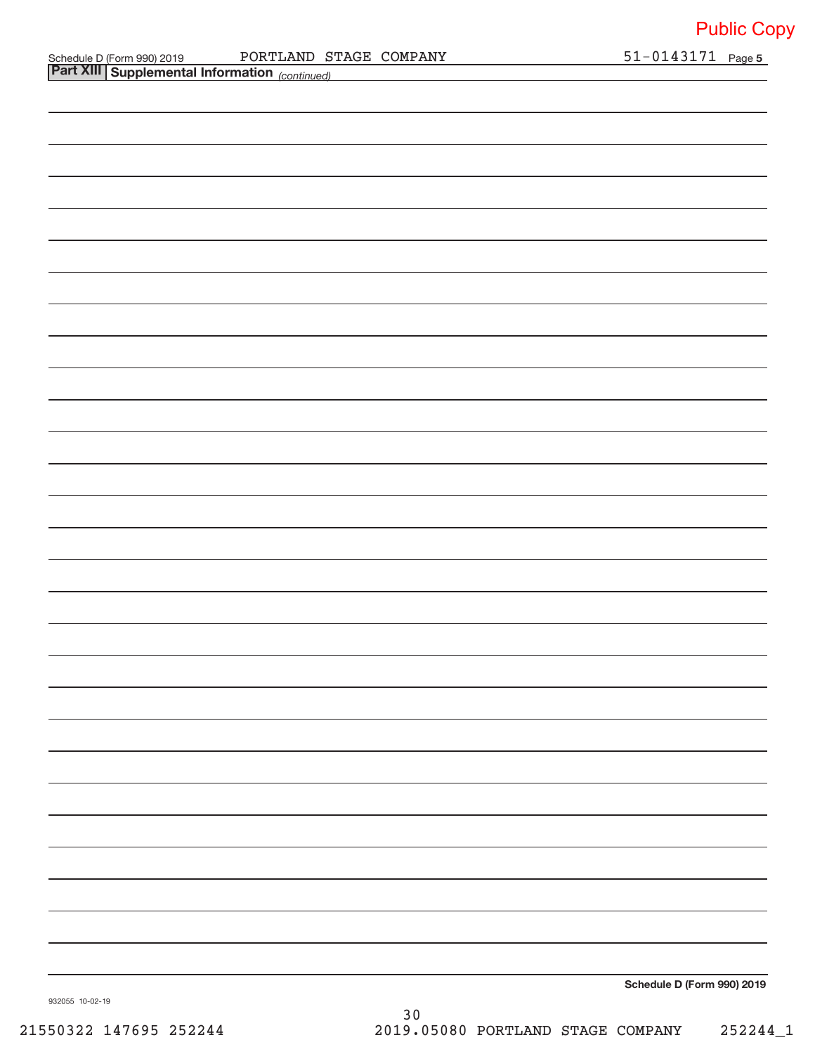Public Copy

Schedule D (Form 990) 2019 PORTLAND STAGE COMPANY 51-0143171 Page 5

## Part XIII Supplemental Information *(continued)*

Schedule D (Form 990) 2019

932055 10-02-19

21550322 147695 252244 2019.05080 PORTLAND STAGE COMPANY 252244_1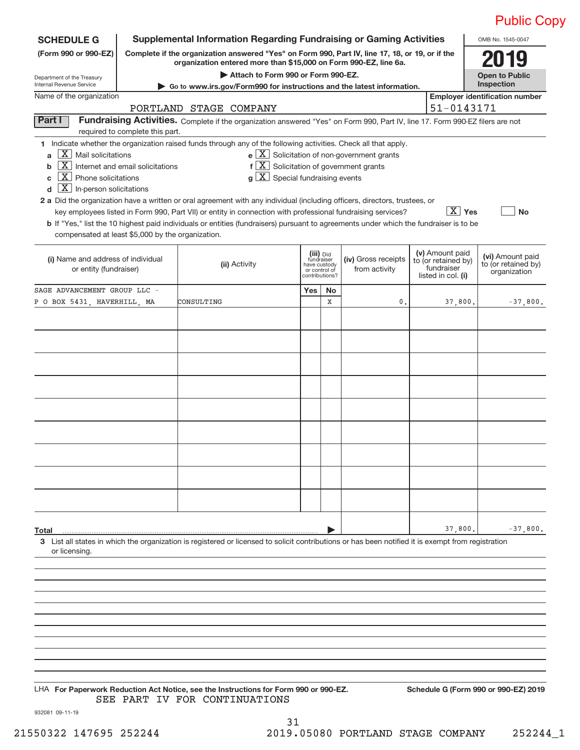Public Copy

**SCHEDULE G**
**(Form 990 or 990-EZ)**

Department of the Treasury
Internal Revenue Service

# Supplemental Information Regarding Fundraising or Gaming Activities

**Complete if the organization answered "Yes" on Form 990, Part IV, line 17, 18, or 19, or if the organization entered more than $15,000 on Form 990-EZ, line 6a.**

**▶ Attach to Form 990 or Form 990-EZ.**

**▶ Go to www.irs.gov/Form990 for instructions and the latest information.**

OMB No. 1545-0047

**2019**

**Open to Public Inspection**

Name of the organization: PORTLAND STAGE COMPANY

**Employer identification number:** 51-0143171

**Part I** **Fundraising Activities.** Complete if the organization answered "Yes" on Form 990, Part IV, line 17. Form 990-EZ filers are not required to complete this part.

1 Indicate whether the organization raised funds through any of the following activities. Check all that apply.

- a [X] Mail solicitations
- b [X] Internet and email solicitations
- c [X] Phone solicitations
- d [X] In-person solicitations
- e [X] Solicitation of non-government grants
- f [X] Solicitation of government grants
- g [X] Special fundraising events

2 a Did the organization have a written or oral agreement with any individual (including officers, directors, trustees, or key employees listed in Form 990, Part VII) or entity in connection with professional fundraising services? [X] Yes [ ] No

b If "Yes," list the 10 highest paid individuals or entities (fundraisers) pursuant to agreements under which the fundraiser is to be compensated at least $5,000 by the organization.

| (i) Name and address of individual or entity (fundraiser) | (ii) Activity | (iii) Did fundraiser have custody or control of contributions? Yes | No | (iv) Gross receipts from activity | (v) Amount paid to (or retained by) fundraiser listed in col. (i) | (vi) Amount paid to (or retained by) organization |
|---|---|---|---|---|---|---|
| SAGE ADVANCEMENT GROUP LLC - P O BOX 5431, HAVERHILL, MA | CONSULTING | | X | 0. | 37,800. | -37,800. |
| | | | | | | |
| | | | | | | |
| | | | | | | |
| | | | | | | |
| | | | | | | |
| | | | | | | |
| | | | | | | |
| | | | | | | |
| | | | | | | |
| **Total** ▶ | | | | | 37,800. | -37,800. |

3 List all states in which the organization is registered or licensed to solicit contributions or has been notified it is exempt from registration or licensing.

LHA **For Paperwork Reduction Act Notice, see the Instructions for Form 990 or 990-EZ.** **Schedule G (Form 990 or 990-EZ) 2019**

SEE PART IV FOR CONTINUATIONS

932081 09-11-19

21550322 147695 252244 2019.05080 PORTLAND STAGE COMPANY 252244_1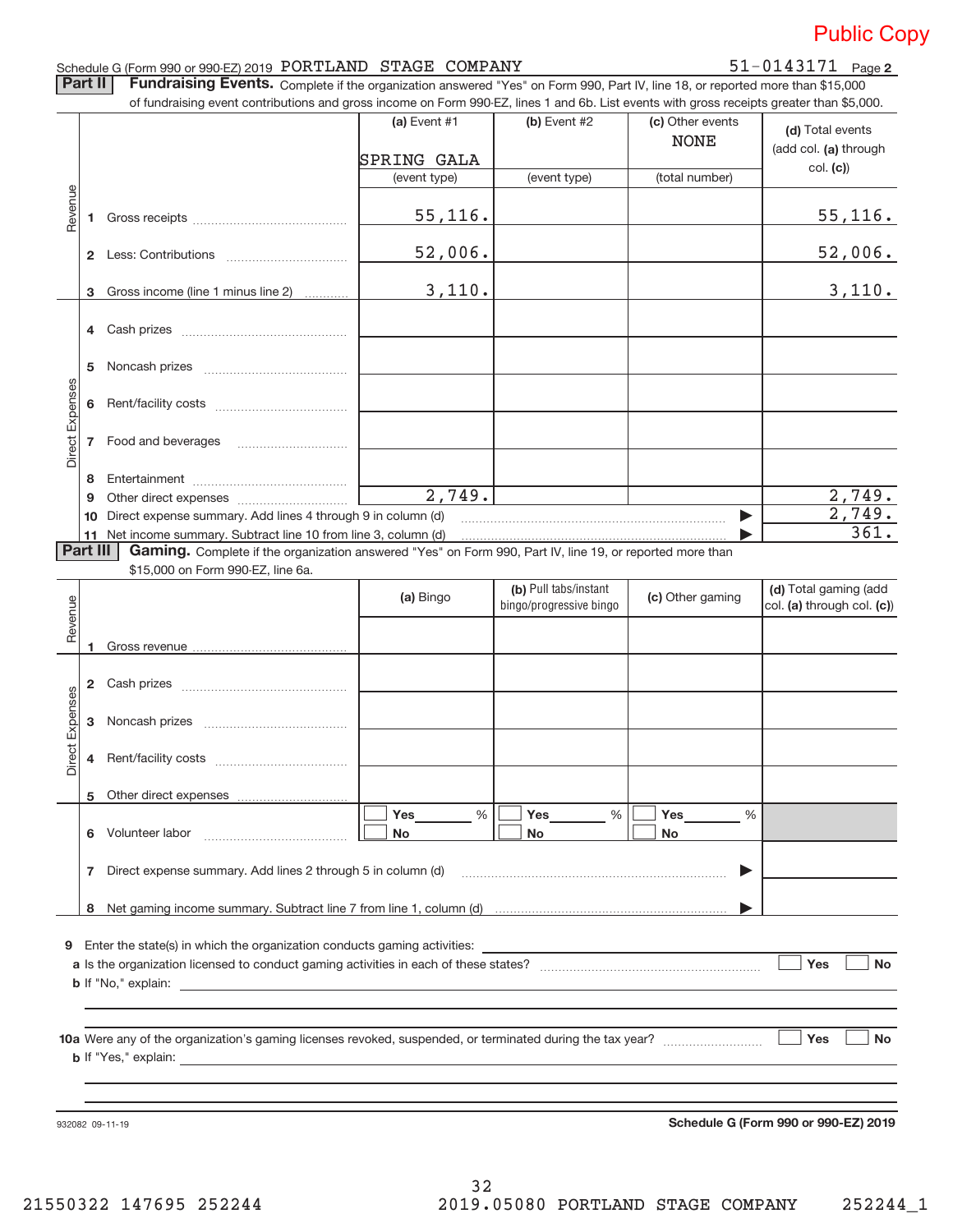Public Copy

Schedule G (Form 990 or 990-EZ) 2019 PORTLAND STAGE COMPANY 51-0143171 Page **2**

**Part II** **Fundraising Events.** Complete if the organization answered "Yes" on Form 990, Part IV, line 18, or reported more than $15,000 of fundraising event contributions and gross income on Form 990-EZ, lines 1 and 6b. List events with gross receipts greater than $5,000.

| | | (a) Event #1 SPRING GALA (event type) | (b) Event #2 (event type) | (c) Other events NONE (total number) | (d) Total events (add col. (a) through col. (c)) |
|---|---|---|---|---|---|
| Revenue | 1 Gross receipts | 55,116. | | | 55,116. |
| | 2 Less: Contributions | 52,006. | | | 52,006. |
| | 3 Gross income (line 1 minus line 2) | 3,110. | | | 3,110. |
| Direct Expenses | 4 Cash prizes | | | | |
| | 5 Noncash prizes | | | | |
| | 6 Rent/facility costs | | | | |
| | 7 Food and beverages | | | | |
| | 8 Entertainment | | | | |
| | 9 Other direct expenses | 2,749. | | | 2,749. |
| | 10 Direct expense summary. Add lines 4 through 9 in column (d) | | | ▶ | 2,749. |
| | 11 Net income summary. Subtract line 10 from line 3, column (d) | | | ▶ | 361. |

**Part III** **Gaming.** Complete if the organization answered "Yes" on Form 990, Part IV, line 19, or reported more than $15,000 on Form 990-EZ, line 6a.

| | | (a) Bingo | (b) Pull tabs/instant bingo/progressive bingo | (c) Other gaming | (d) Total gaming (add col. (a) through col. (c)) |
|---|---|---|---|---|---|
| Revenue | 1 Gross revenue | | | | |
| Direct Expenses | 2 Cash prizes | | | | |
| | 3 Noncash prizes | | | | |
| | 4 Rent/facility costs | | | | |
| | 5 Other direct expenses | | | | |
| | 6 Volunteer labor | ☐ Yes ____ % ☐ No | ☐ Yes ____ % ☐ No | ☐ Yes ____ % ☐ No | |
| | 7 Direct expense summary. Add lines 2 through 5 in column (d) | | | ▶ | |
| | 8 Net gaming income summary. Subtract line 7 from line 1, column (d) | | | ▶ | |

9 Enter the state(s) in which the organization conducts gaming activities: ____________

a Is the organization licensed to conduct gaming activities in each of these states? ☐ Yes ☐ No

b If "No," explain: ____________

10a Were any of the organization's gaming licenses revoked, suspended, or terminated during the tax year? ☐ Yes ☐ No

b If "Yes," explain: ____________

932082 09-11-19

**Schedule G (Form 990 or 990-EZ) 2019**

21550322 147695 252244 2019.05080 PORTLAND STAGE COMPANY 252244_1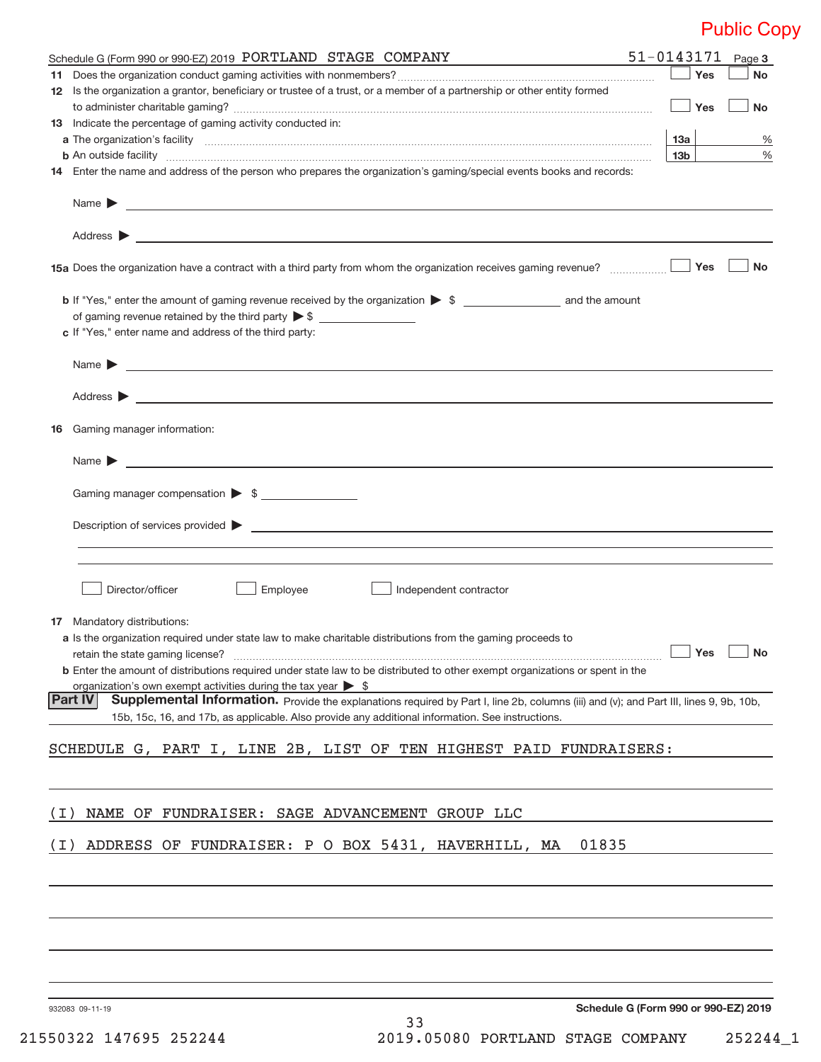Public Copy

Schedule G (Form 990 or 990-EZ) 2019 PORTLAND STAGE COMPANY 51-0143171 Page 3

**11** Does the organization conduct gaming activities with nonmembers? ☐ Yes ☐ No

**12** Is the organization a grantor, beneficiary or trustee of a trust, or a member of a partnership or other entity formed to administer charitable gaming? ☐ Yes ☐ No

**13** Indicate the percentage of gaming activity conducted in:

**a** The organization's facility **13a** %

**b** An outside facility **13b** %

**14** Enter the name and address of the person who prepares the organization's gaming/special events books and records:

Name ▶

Address ▶

**15a** Does the organization have a contract with a third party from whom the organization receives gaming revenue? ☐ Yes ☐ No

**b** If "Yes," enter the amount of gaming revenue received by the organization ▶ $ ______ and the amount of gaming revenue retained by the third party ▶ $ ______

**c** If "Yes," enter name and address of the third party:

Name ▶

Address ▶

**16** Gaming manager information:

Name ▶

Gaming manager compensation ▶ $

Description of services provided ▶

☐ Director/officer ☐ Employee ☐ Independent contractor

**17** Mandatory distributions:

**a** Is the organization required under state law to make charitable distributions from the gaming proceeds to retain the state gaming license? ☐ Yes ☐ No

**b** Enter the amount of distributions required under state law to be distributed to other exempt organizations or spent in the organization's own exempt activities during the tax year ▶ $

**Part IV** **Supplemental Information.** Provide the explanations required by Part I, line 2b, columns (iii) and (v); and Part III, lines 9, 9b, 10b, 15b, 15c, 16, and 17b, as applicable. Also provide any additional information. See instructions.

SCHEDULE G, PART I, LINE 2B, LIST OF TEN HIGHEST PAID FUNDRAISERS:

(I) NAME OF FUNDRAISER: SAGE ADVANCEMENT GROUP LLC

(I) ADDRESS OF FUNDRAISER: P O BOX 5431, HAVERHILL, MA 01835

932083 09-11-19 **Schedule G (Form 990 or 990-EZ) 2019**

21550322 147695 252244 2019.05080 PORTLAND STAGE COMPANY 252244_1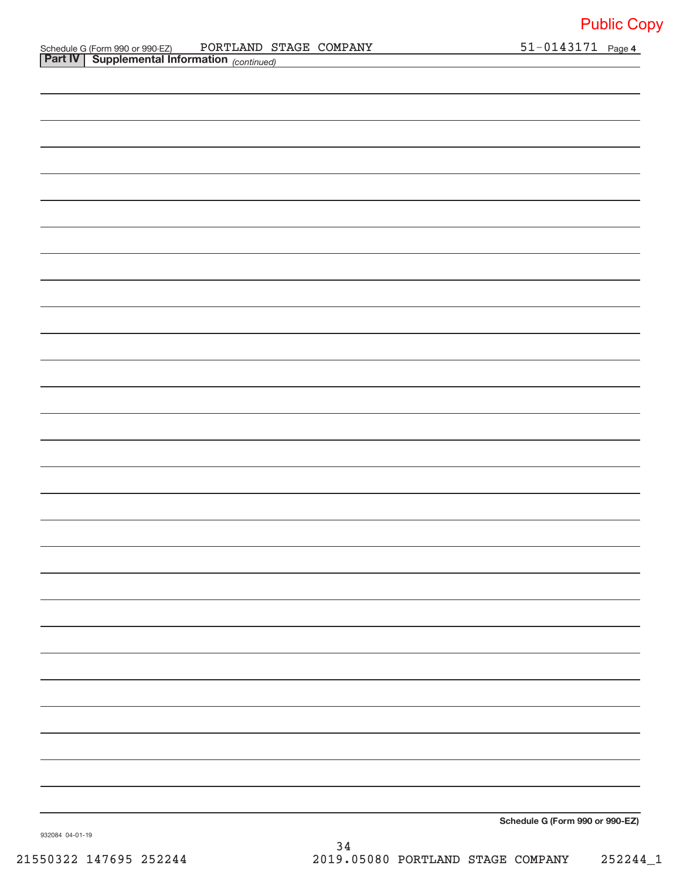Public Copy

Schedule G (Form 990 or 990-EZ) PORTLAND STAGE COMPANY 51-0143171 Page **4**

**Part IV** **Supplemental Information** *(continued)*

**Schedule G (Form 990 or 990-EZ)**

932084 04-01-19

21550322 147695 252244 2019.05080 PORTLAND STAGE COMPANY 252244_1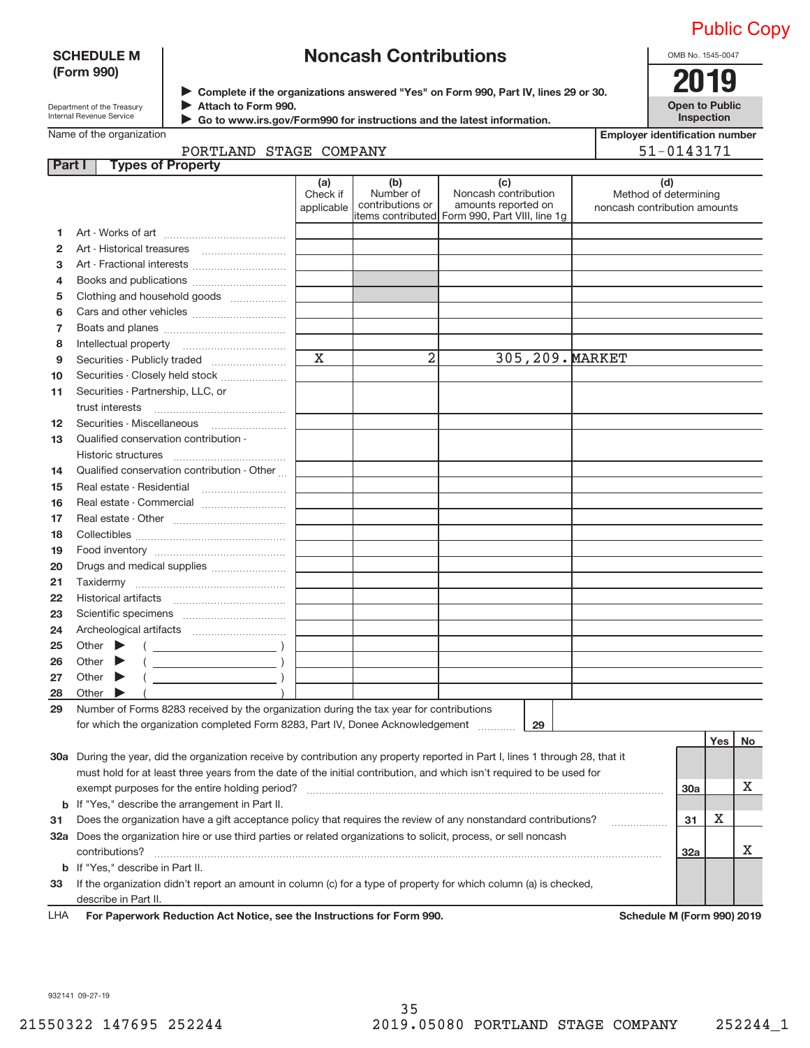Public Copy

**SCHEDULE M (Form 990)**

Department of the Treasury
Internal Revenue Service

# Noncash Contributions

▶ Complete if the organizations answered "Yes" on Form 990, Part IV, lines 29 or 30.
▶ Attach to Form 990.
▶ Go to www.irs.gov/Form990 for instructions and the latest information.

OMB No. 1545-0047

**2019**

**Open to Public Inspection**

Name of the organization: PORTLAND STAGE COMPANY

Employer identification number: 51-0143171

## Part I Types of Property

| | | (a) Check if applicable | (b) Number of contributions or items contributed | (c) Noncash contribution amounts reported on Form 990, Part VIII, line 1g | (d) Method of determining noncash contribution amounts |
|---|---|---|---|---|---|
| 1 | Art - Works of art | | | | |
| 2 | Art - Historical treasures | | | | |
| 3 | Art - Fractional interests | | | | |
| 4 | Books and publications | | | | |
| 5 | Clothing and household goods | | | | |
| 6 | Cars and other vehicles | | | | |
| 7 | Boats and planes | | | | |
| 8 | Intellectual property | | | | |
| 9 | Securities - Publicly traded | X | 2 | 305,209. | MARKET |
| 10 | Securities - Closely held stock | | | | |
| 11 | Securities - Partnership, LLC, or trust interests | | | | |
| 12 | Securities - Miscellaneous | | | | |
| 13 | Qualified conservation contribution - Historic structures | | | | |
| 14 | Qualified conservation contribution - Other | | | | |
| 15 | Real estate - Residential | | | | |
| 16 | Real estate - Commercial | | | | |
| 17 | Real estate - Other | | | | |
| 18 | Collectibles | | | | |
| 19 | Food inventory | | | | |
| 20 | Drugs and medical supplies | | | | |
| 21 | Taxidermy | | | | |
| 22 | Historical artifacts | | | | |
| 23 | Scientific specimens | | | | |
| 24 | Archeological artifacts | | | | |
| 25 | Other ▶ ( ) | | | | |
| 26 | Other ▶ ( ) | | | | |
| 27 | Other ▶ ( ) | | | | |
| 28 | Other ▶ ( ) | | | | |

29 Number of Forms 8283 received by the organization during the tax year for contributions for which the organization completed Form 8283, Part IV, Donee Acknowledgement ..... **29**

| | | | Yes | No |
|---|---|---|---|---|
| 30a | During the year, did the organization receive by contribution any property reported in Part I, lines 1 through 28, that it must hold for at least three years from the date of the initial contribution, and which isn't required to be used for exempt purposes for the entire holding period? | 30a | | X |
| b | If "Yes," describe the arrangement in Part II. | | | |
| 31 | Does the organization have a gift acceptance policy that requires the review of any nonstandard contributions? | 31 | X | |
| 32a | Does the organization hire or use third parties or related organizations to solicit, process, or sell noncash contributions? | 32a | | X |
| b | If "Yes," describe in Part II. | | | |
| 33 | If the organization didn't report an amount in column (c) for a type of property for which column (a) is checked, describe in Part II. | | | |

LHA **For Paperwork Reduction Act Notice, see the Instructions for Form 990.** **Schedule M (Form 990) 2019**

932141 09-27-19

21550322 147695 252244 2019.05080 PORTLAND STAGE COMPANY 252244_1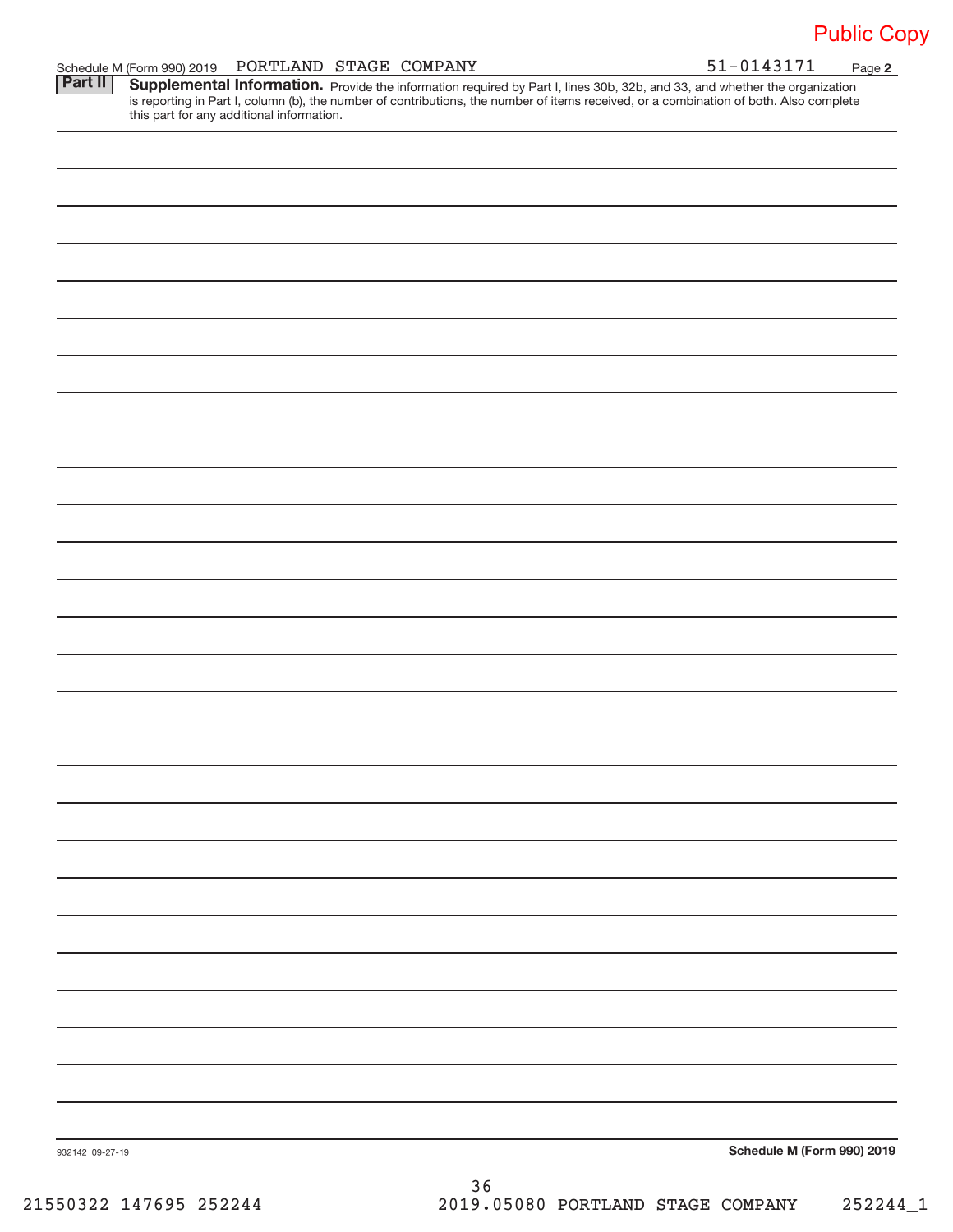Public Copy

Schedule M (Form 990) 2019 PORTLAND STAGE COMPANY 51-0143171

**Part II** **Supplemental Information.** Provide the information required by Part I, lines 30b, 32b, and 33, and whether the organization is reporting in Part I, column (b), the number of contributions, the number of items received, or a combination of both. Also complete this part for any additional information.

932142 09-27-19

**Schedule M (Form 990) 2019**

21550322 147695 252244 2019.05080 PORTLAND STAGE COMPANY 252244_1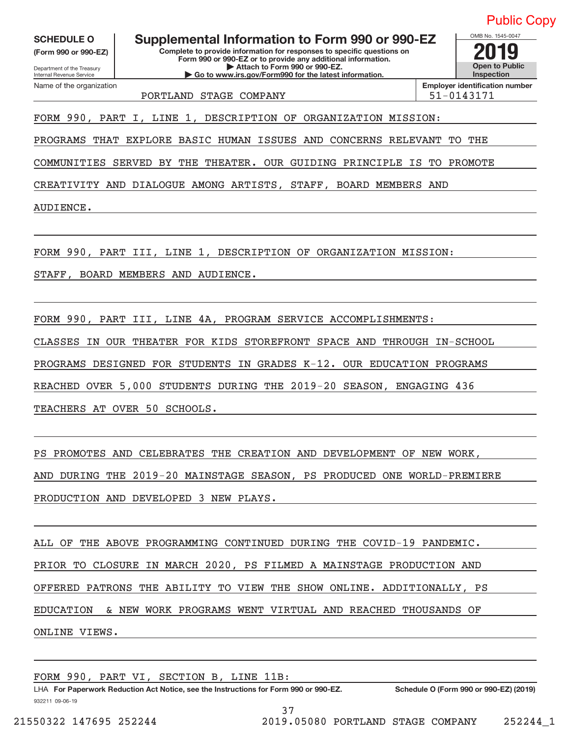Public Copy

**SCHEDULE O** (Form 990 or 990-EZ)

Department of the Treasury
Internal Revenue Service

# Supplemental Information to Form 990 or 990-EZ

**Complete to provide information for responses to specific questions on Form 990 or 990-EZ or to provide any additional information.**
**▶ Attach to Form 990 or 990-EZ.**
**▶ Go to www.irs.gov/Form990 for the latest information.**

OMB No. 1545-0047
**2019**
**Open to Public Inspection**

| Name of the organization | Employer identification number |
|---|---|
| PORTLAND STAGE COMPANY | 51-0143171 |

FORM 990, PART I, LINE 1, DESCRIPTION OF ORGANIZATION MISSION:

PROGRAMS THAT EXPLORE BASIC HUMAN ISSUES AND CONCERNS RELEVANT TO THE COMMUNITIES SERVED BY THE THEATER. OUR GUIDING PRINCIPLE IS TO PROMOTE CREATIVITY AND DIALOGUE AMONG ARTISTS, STAFF, BOARD MEMBERS AND AUDIENCE.

FORM 990, PART III, LINE 1, DESCRIPTION OF ORGANIZATION MISSION:

STAFF, BOARD MEMBERS AND AUDIENCE.

FORM 990, PART III, LINE 4A, PROGRAM SERVICE ACCOMPLISHMENTS:

CLASSES IN OUR THEATER FOR KIDS STOREFRONT SPACE AND THROUGH IN-SCHOOL PROGRAMS DESIGNED FOR STUDENTS IN GRADES K-12. OUR EDUCATION PROGRAMS REACHED OVER 5,000 STUDENTS DURING THE 2019-20 SEASON, ENGAGING 436 TEACHERS AT OVER 50 SCHOOLS.

PS PROMOTES AND CELEBRATES THE CREATION AND DEVELOPMENT OF NEW WORK, AND DURING THE 2019-20 MAINSTAGE SEASON, PS PRODUCED ONE WORLD-PREMIERE PRODUCTION AND DEVELOPED 3 NEW PLAYS.

ALL OF THE ABOVE PROGRAMMING CONTINUED DURING THE COVID-19 PANDEMIC. PRIOR TO CLOSURE IN MARCH 2020, PS FILMED A MAINSTAGE PRODUCTION AND OFFERED PATRONS THE ABILITY TO VIEW THE SHOW ONLINE. ADDITIONALLY, PS EDUCATION & NEW WORK PROGRAMS WENT VIRTUAL AND REACHED THOUSANDS OF ONLINE VIEWS.

FORM 990, PART VI, SECTION B, LINE 11B:

LHA **For Paperwork Reduction Act Notice, see the Instructions for Form 990 or 990-EZ.** **Schedule O (Form 990 or 990-EZ) (2019)**

932211 09-06-19

21550322 147695 252244 2019.05080 PORTLAND STAGE COMPANY 252244_1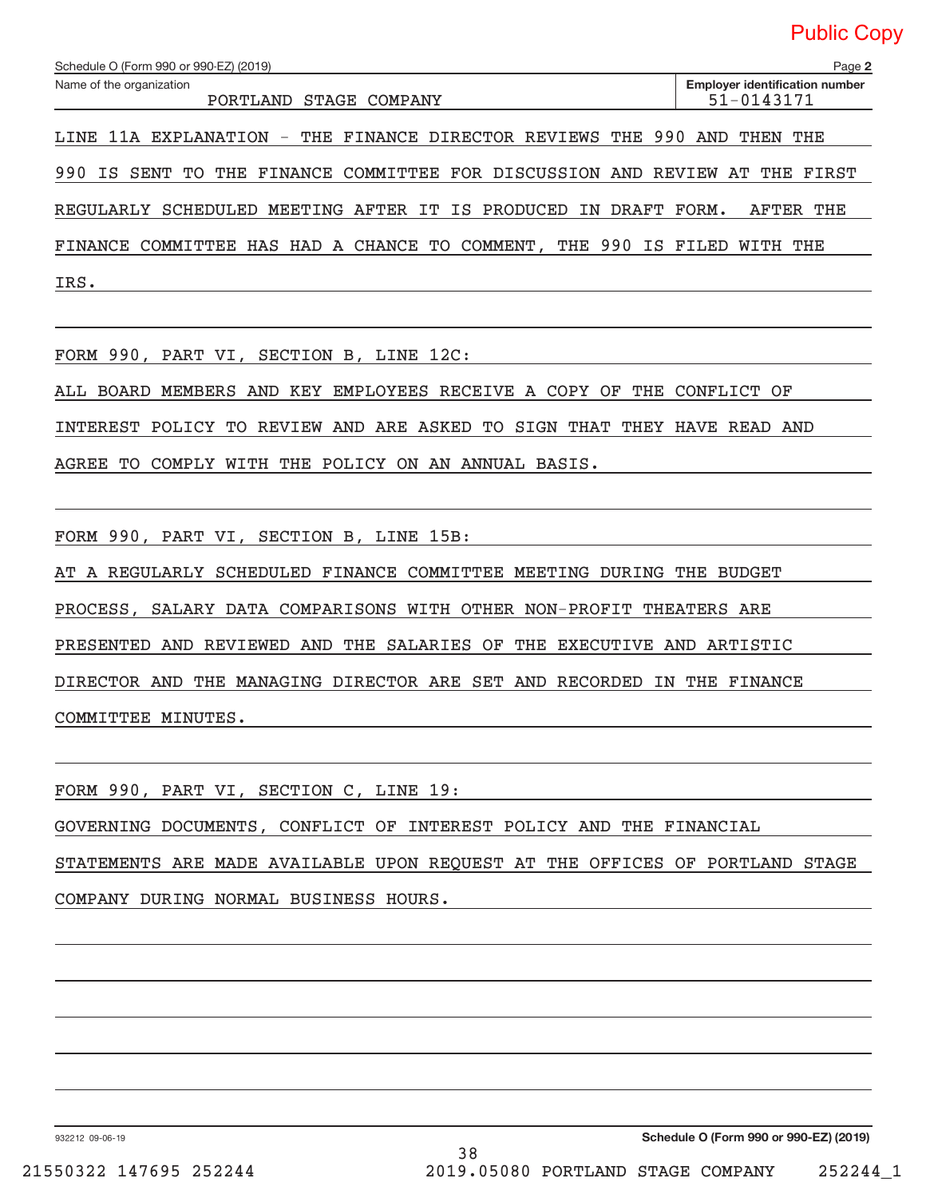Public Copy

Schedule O (Form 990 or 990-EZ) (2019)

Name of the organization: PORTLAND STAGE COMPANY

Employer identification number: 51-0143171

LINE 11A EXPLANATION - THE FINANCE DIRECTOR REVIEWS THE 990 AND THEN THE 990 IS SENT TO THE FINANCE COMMITTEE FOR DISCUSSION AND REVIEW AT THE FIRST REGULARLY SCHEDULED MEETING AFTER IT IS PRODUCED IN DRAFT FORM. AFTER THE FINANCE COMMITTEE HAS HAD A CHANCE TO COMMENT, THE 990 IS FILED WITH THE IRS.

FORM 990, PART VI, SECTION B, LINE 12C:

ALL BOARD MEMBERS AND KEY EMPLOYEES RECEIVE A COPY OF THE CONFLICT OF INTEREST POLICY TO REVIEW AND ARE ASKED TO SIGN THAT THEY HAVE READ AND AGREE TO COMPLY WITH THE POLICY ON AN ANNUAL BASIS.

FORM 990, PART VI, SECTION B, LINE 15B:

AT A REGULARLY SCHEDULED FINANCE COMMITTEE MEETING DURING THE BUDGET PROCESS, SALARY DATA COMPARISONS WITH OTHER NON-PROFIT THEATERS ARE PRESENTED AND REVIEWED AND THE SALARIES OF THE EXECUTIVE AND ARTISTIC DIRECTOR AND THE MANAGING DIRECTOR ARE SET AND RECORDED IN THE FINANCE COMMITTEE MINUTES.

FORM 990, PART VI, SECTION C, LINE 19:

GOVERNING DOCUMENTS, CONFLICT OF INTEREST POLICY AND THE FINANCIAL STATEMENTS ARE MADE AVAILABLE UPON REQUEST AT THE OFFICES OF PORTLAND STAGE COMPANY DURING NORMAL BUSINESS HOURS.

932212 09-06-19

Schedule O (Form 990 or 990-EZ) (2019)

21550322 147695 252244 2019.05080 PORTLAND STAGE COMPANY 252244_1